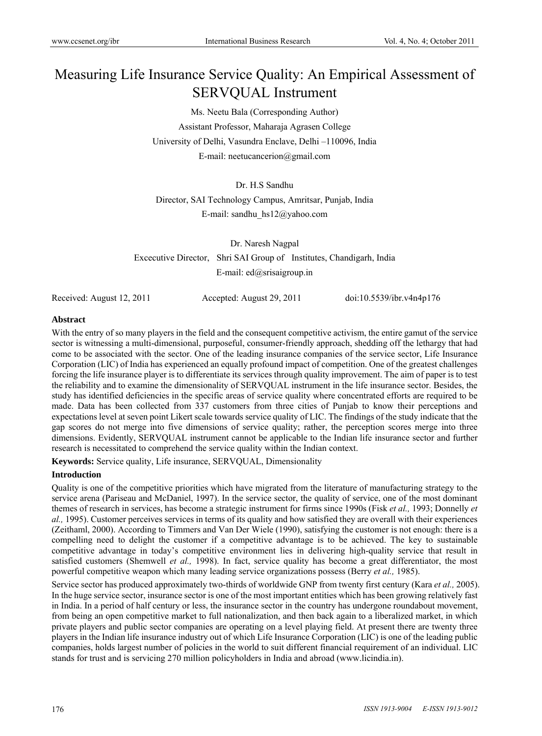# Measuring Life Insurance Service Quality: An Empirical Assessment of SERVQUAL Instrument

Ms. Neetu Bala (Corresponding Author)

Assistant Professor, Maharaja Agrasen College

University of Delhi, Vasundra Enclave, Delhi –110096, India

E-mail: neetucancerion@gmail.com

Dr. H.S Sandhu

Director, SAI Technology Campus, Amritsar, Punjab, India

E-mail: sandhu_hs12@yahoo.com

Dr. Naresh Nagpal

Excecutive Director, Shri SAI Group of Institutes, Chandigarh, India

E-mail: ed@srisaigroup.in

Received: August 12, 2011 Accepted: August 29, 2011 doi:10.5539/ibr.v4n4p176

## Abstract

With the entry of so many players in the field and the consequent competitive activism, the entire gamut of the service sector is witnessing a multi-dimensional, purposeful, consumer-friendly approach, shedding off the lethargy that had come to be associated with the sector. One of the leading insurance companies of the service sector, Life Insurance Corporation (LIC) of India has experienced an equally profound impact of competition. One of the greatest challenges forcing the life insurance player is to differentiate its services through quality improvement. The aim of paper is to test the reliability and to examine the dimensionality of SERVQUAL instrument in the life insurance sector. Besides, the study has identified deficiencies in the specific areas of service quality where concentrated efforts are required to be made. Data has been collected from 337 customers from three cities of Punjab to know their perceptions and expectations level at seven point Likert scale towards service quality of LIC. The findings of the study indicate that the gap scores do not merge into five dimensions of service quality; rather, the perception scores merge into three dimensions. Evidently, SERVQUAL instrument cannot be applicable to the Indian life insurance sector and further research is necessitated to comprehend the service quality within the Indian context.

**Keywords:** Service quality, Life insurance, SERVQUAL, Dimensionality

## Introduction

Quality is one of the competitive priorities which have migrated from the literature of manufacturing strategy to the service arena (Pariseau and McDaniel, 1997). In the service sector, the quality of service, one of the most dominant themes of research in services, has become a strategic instrument for firms since 1990s (Fisk *et al.,* 1993; Donnelly *et al.,* 1995). Customer perceives services in terms of its quality and how satisfied they are overall with their experiences (Zeithaml, 2000). According to Timmers and Van Der Wiele (1990), satisfying the customer is not enough: there is a compelling need to delight the customer if a competitive advantage is to be achieved. The key to sustainable compelling advantage in today's competitive environment lies in delivering high-quality service that result in satisfied customers (Shemwell *et al.,* 1998). In fact, service quality has become a great differentiator, the most powerful competitive weapon which many leading service organizations possess (Berry *et al.,* 1985).

Service sector has produced approximately two-thirds of worldwide GNP from twenty first century (Kara *et al.,* 2005). In the huge service sector, insurance sector is one of the most important entities which has been growing relatively fast in India. In a period of half century or less, the insurance sector in the country has undergone roundabout movement, from being an open competitive market to full nationalization, and then back again to a liberalized market, in which private players and public sector companies are operating on a level playing field. At present there are twenty three players in the Indian life insurance industry out of which Life Insurance Corporation (LIC) is one of the leading public companies, holds largest number of policies in the world to suit different financial requirement of an individual. LIC stands for trust and is servicing 270 million policyholders in India and abroad (www.licindia.in).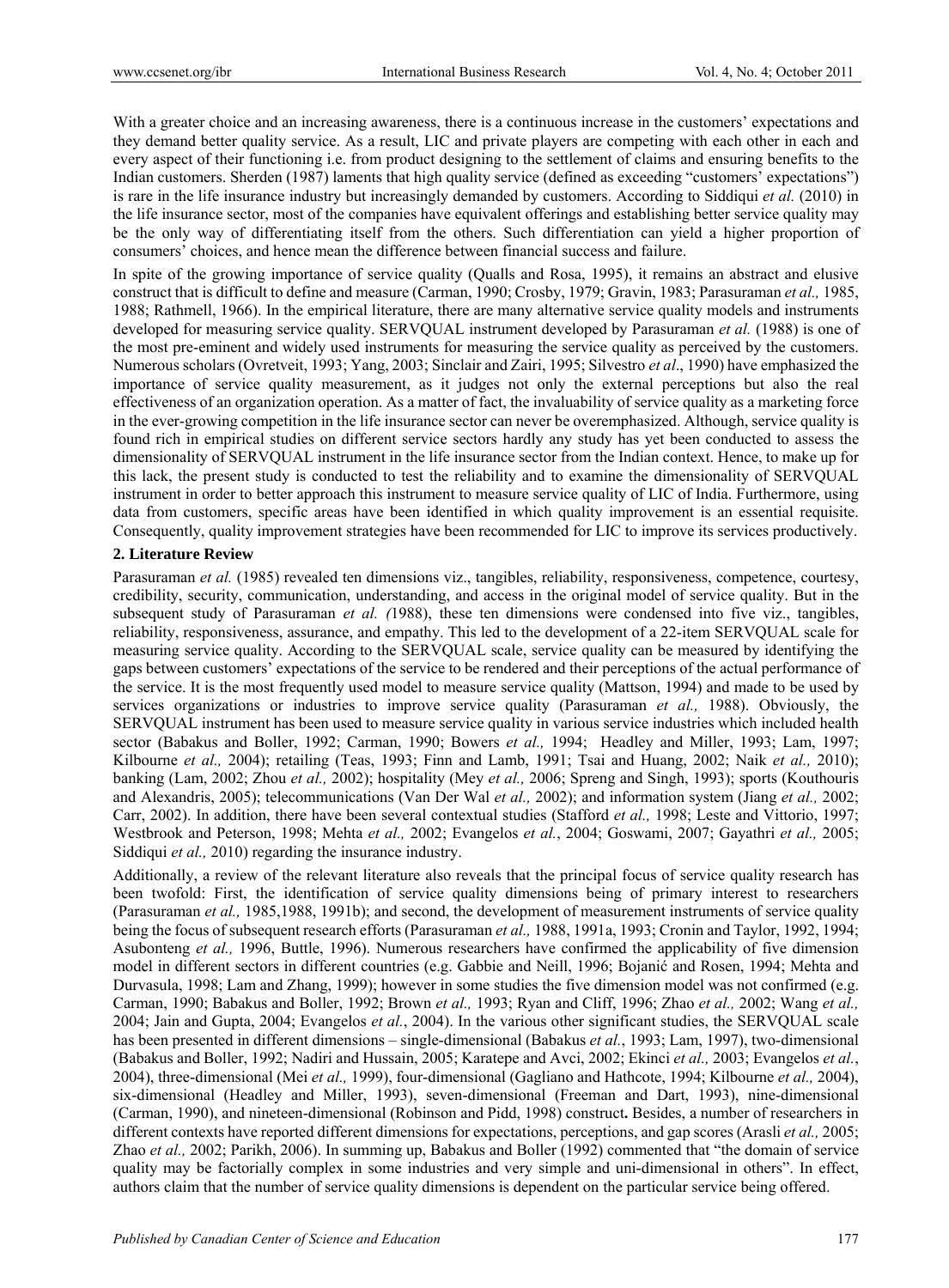With a greater choice and an increasing awareness, there is a continuous increase in the customers' expectations and they demand better quality service. As a result, LIC and private players are competing with each other in each and every aspect of their functioning i.e. from product designing to the settlement of claims and ensuring benefits to the Indian customers. Sherden (1987) laments that high quality service (defined as exceeding "customers' expectations") is rare in the life insurance industry but increasingly demanded by customers. According to Siddiqui *et al.* (2010) in the life insurance sector, most of the companies have equivalent offerings and establishing better service quality may be the only way of differentiating itself from the others. Such differentiation can yield a higher proportion of consumers' choices, and hence mean the difference between financial success and failure.

In spite of the growing importance of service quality (Qualls and Rosa, 1995), it remains an abstract and elusive construct that is difficult to define and measure (Carman, 1990; Crosby, 1979; Gravin, 1983; Parasuraman *et al.,* 1985, 1988; Rathmell, 1966). In the empirical literature, there are many alternative service quality models and instruments developed for measuring service quality. SERVQUAL instrument developed by Parasuraman *et al.* (1988) is one of the most pre-eminent and widely used instruments for measuring the service quality as perceived by the customers. Numerous scholars (Ovretveit, 1993; Yang, 2003; Sinclair and Zairi, 1995; Silvestro *et al*., 1990) have emphasized the importance of service quality measurement, as it judges not only the external perceptions but also the real effectiveness of an organization operation. As a matter of fact, the invaluability of service quality as a marketing force in the ever-growing competition in the life insurance sector can never be overemphasized. Although, service quality is found rich in empirical studies on different service sectors hardly any study has yet been conducted to assess the dimensionality of SERVQUAL instrument in the life insurance sector from the Indian context. Hence, to make up for this lack, the present study is conducted to test the reliability and to examine the dimensionality of SERVQUAL instrument in order to better approach this instrument to measure service quality of LIC of India. Furthermore, using data from customers, specific areas have been identified in which quality improvement is an essential requisite. Consequently, quality improvement strategies have been recommended for LIC to improve its services productively.

## 2. Literature Review

Parasuraman *et al.* (1985) revealed ten dimensions viz., tangibles, reliability, responsiveness, competence, courtesy, credibility, security, communication, understanding, and access in the original model of service quality. But in the subsequent study of Parasuraman *et al. (*1988), these ten dimensions were condensed into five viz., tangibles, reliability, responsiveness, assurance, and empathy. This led to the development of a 22-item SERVQUAL scale for measuring service quality. According to the SERVQUAL scale, service quality can be measured by identifying the gaps between customers' expectations of the service to be rendered and their perceptions of the actual performance of the service. It is the most frequently used model to measure service quality (Mattson, 1994) and made to be used by services organizations or industries to improve service quality (Parasuraman *et al.,* 1988). Obviously, the SERVQUAL instrument has been used to measure service quality in various service industries which included health sector (Babakus and Boller, 1992; Carman, 1990; Bowers *et al.,* 1994; Headley and Miller, 1993; Lam, 1997; Kilbourne *et al.,* 2004); retailing (Teas, 1993; Finn and Lamb, 1991; Tsai and Huang, 2002; Naik *et al.,* 2010); banking (Lam, 2002; Zhou *et al.,* 2002); hospitality (Mey *et al.,* 2006; Spreng and Singh, 1993); sports (Kouthouris and Alexandris, 2005); telecommunications (Van Der Wal *et al.,* 2002); and information system (Jiang *et al.,* 2002; Carr, 2002). In addition, there have been several contextual studies (Stafford *et al.,* 1998; Leste and Vittorio, 1997; Westbrook and Peterson, 1998; Mehta *et al.,* 2002; Evangelos *et al.*, 2004; Goswami, 2007; Gayathri *et al.,* 2005; Siddiqui *et al.,* 2010) regarding the insurance industry.

Additionally, a review of the relevant literature also reveals that the principal focus of service quality research has been twofold: First, the identification of service quality dimensions being of primary interest to researchers (Parasuraman *et al.,* 1985,1988, 1991b); and second, the development of measurement instruments of service quality being the focus of subsequent research efforts (Parasuraman *et al.,* 1988, 1991a, 1993; Cronin and Taylor, 1992, 1994; Asubonteng *et al.,* 1996, Buttle, 1996). Numerous researchers have confirmed the applicability of five dimension model in different sectors in different countries (e.g. Gabbie and Neill, 1996; Bojanić and Rosen, 1994; Mehta and Durvasula, 1998; Lam and Zhang, 1999); however in some studies the five dimension model was not confirmed (e.g. Carman, 1990; Babakus and Boller, 1992; Brown *et al.,* 1993; Ryan and Cliff, 1996; Zhao *et al.,* 2002; Wang *et al.,* 2004; Jain and Gupta, 2004; Evangelos *et al.*, 2004). In the various other significant studies, the SERVQUAL scale has been presented in different dimensions – single-dimensional (Babakus *et al.*, 1993; Lam, 1997), two-dimensional (Babakus and Boller, 1992; Nadiri and Hussain, 2005; Karatepe and Avci, 2002; Ekinci *et al.,* 2003; Evangelos *et al.*, 2004), three-dimensional (Mei *et al.,* 1999), four-dimensional (Gagliano and Hathcote, 1994; Kilbourne *et al.,* 2004), six-dimensional (Headley and Miller, 1993), seven-dimensional (Freeman and Dart, 1993), nine-dimensional (Carman, 1990), and nineteen-dimensional (Robinson and Pidd, 1998) construct**.** Besides, a number of researchers in different contexts have reported different dimensions for expectations, perceptions, and gap scores (Arasli *et al.,* 2005; Zhao *et al.,* 2002; Parikh, 2006). In summing up, Babakus and Boller (1992) commented that "the domain of service quality may be factorially complex in some industries and very simple and uni-dimensional in others". In effect, authors claim that the number of service quality dimensions is dependent on the particular service being offered.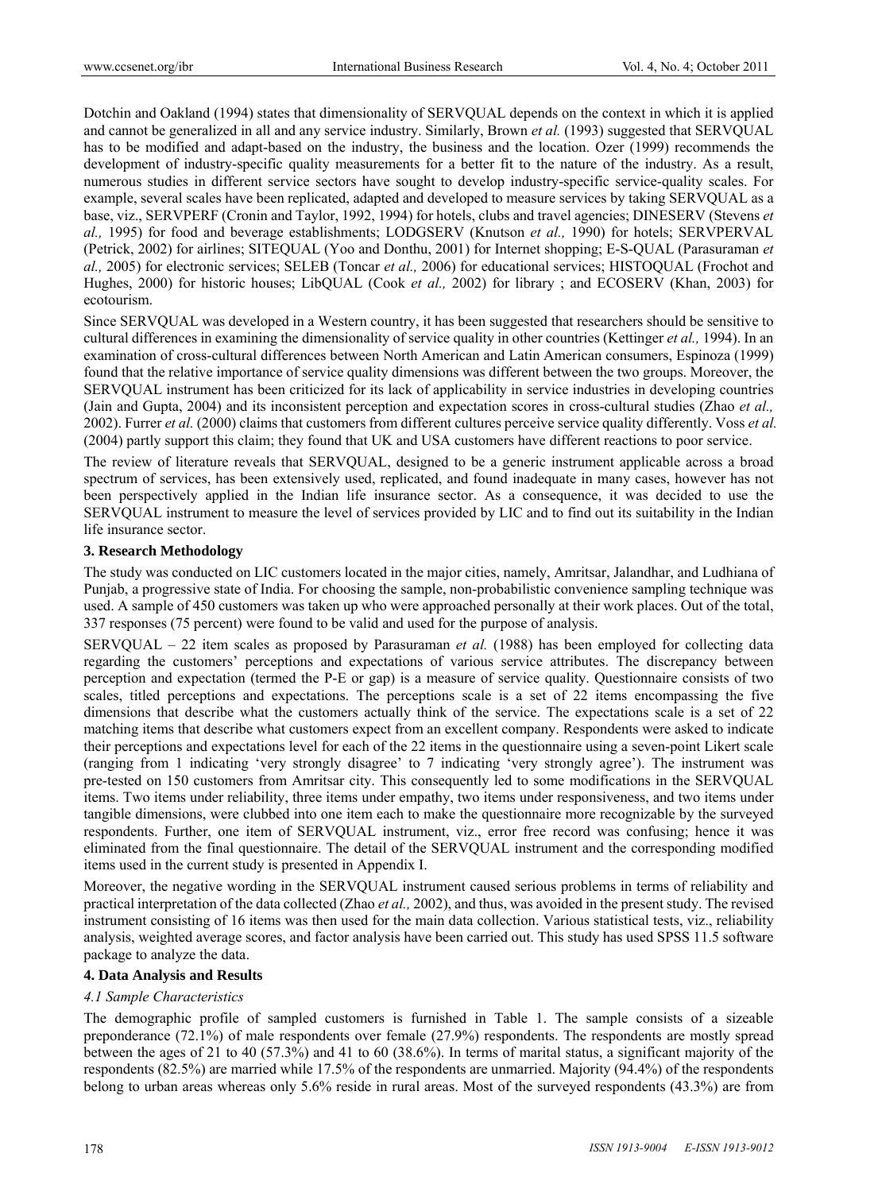Dotchin and Oakland (1994) states that dimensionality of SERVQUAL depends on the context in which it is applied and cannot be generalized in all and any service industry. Similarly, Brown *et al.* (1993) suggested that SERVQUAL has to be modified and adapt-based on the industry, the business and the location. Ozer (1999) recommends the development of industry-specific quality measurements for a better fit to the nature of the industry. As a result, numerous studies in different service sectors have sought to develop industry-specific service-quality scales. For example, several scales have been replicated, adapted and developed to measure services by taking SERVQUAL as a base, viz., SERVPERF (Cronin and Taylor, 1992, 1994) for hotels, clubs and travel agencies; DINESERV (Stevens *et al.,* 1995) for food and beverage establishments; LODGSERV (Knutson *et al.,* 1990) for hotels; SERVPERVAL (Petrick, 2002) for airlines; SITEQUAL (Yoo and Donthu, 2001) for Internet shopping; E-S-QUAL (Parasuraman *et al.,* 2005) for electronic services; SELEB (Toncar *et al.,* 2006) for educational services; HISTOQUAL (Frochot and Hughes, 2000) for historic houses; LibQUAL (Cook *et al.,* 2002) for library ; and ECOSERV (Khan, 2003) for ecotourism.

Since SERVQUAL was developed in a Western country, it has been suggested that researchers should be sensitive to cultural differences in examining the dimensionality of service quality in other countries (Kettinger *et al.,* 1994). In an examination of cross-cultural differences between North American and Latin American consumers, Espinoza (1999) found that the relative importance of service quality dimensions was different between the two groups. Moreover, the SERVQUAL instrument has been criticized for its lack of applicability in service industries in developing countries (Jain and Gupta, 2004) and its inconsistent perception and expectation scores in cross-cultural studies (Zhao *et al.,* 2002). Furrer *et al.* (2000) claims that customers from different cultures perceive service quality differently. Voss *et al.* (2004) partly support this claim; they found that UK and USA customers have different reactions to poor service.

The review of literature reveals that SERVQUAL, designed to be a generic instrument applicable across a broad spectrum of services, has been extensively used, replicated, and found inadequate in many cases, however has not been perspectively applied in the Indian life insurance sector. As a consequence, it was decided to use the SERVQUAL instrument to measure the level of services provided by LIC and to find out its suitability in the Indian life insurance sector.

## 3. Research Methodology

The study was conducted on LIC customers located in the major cities, namely, Amritsar, Jalandhar, and Ludhiana of Punjab, a progressive state of India. For choosing the sample, non-probabilistic convenience sampling technique was used. A sample of 450 customers was taken up who were approached personally at their work places. Out of the total, 337 responses (75 percent) were found to be valid and used for the purpose of analysis.

SERVQUAL – 22 item scales as proposed by Parasuraman *et al.* (1988) has been employed for collecting data regarding the customers' perceptions and expectations of various service attributes. The discrepancy between perception and expectation (termed the P-E or gap) is a measure of service quality. Questionnaire consists of two scales, titled perceptions and expectations. The perceptions scale is a set of 22 items encompassing the five dimensions that describe what the customers actually think of the service. The expectations scale is a set of 22 matching items that describe what customers expect from an excellent company. Respondents were asked to indicate their perceptions and expectations level for each of the 22 items in the questionnaire using a seven-point Likert scale (ranging from 1 indicating 'very strongly disagree' to 7 indicating 'very strongly agree'). The instrument was pre-tested on 150 customers from Amritsar city. This consequently led to some modifications in the SERVQUAL items. Two items under reliability, three items under empathy, two items under responsiveness, and two items under tangible dimensions, were clubbed into one item each to make the questionnaire more recognizable by the surveyed respondents. Further, one item of SERVQUAL instrument, viz., error free record was confusing; hence it was eliminated from the final questionnaire. The detail of the SERVQUAL instrument and the corresponding modified items used in the current study is presented in Appendix I.

Moreover, the negative wording in the SERVQUAL instrument caused serious problems in terms of reliability and practical interpretation of the data collected (Zhao *et al.,* 2002), and thus, was avoided in the present study. The revised instrument consisting of 16 items was then used for the main data collection. Various statistical tests, viz., reliability analysis, weighted average scores, and factor analysis have been carried out. This study has used SPSS 11.5 software package to analyze the data.

## 4. Data Analysis and Results

### *4.1 Sample Characteristics*

The demographic profile of sampled customers is furnished in Table 1. The sample consists of a sizeable preponderance (72.1%) of male respondents over female (27.9%) respondents. The respondents are mostly spread between the ages of 21 to 40 (57.3%) and 41 to 60 (38.6%). In terms of marital status, a significant majority of the respondents (82.5%) are married while 17.5% of the respondents are unmarried. Majority (94.4%) of the respondents belong to urban areas whereas only 5.6% reside in rural areas. Most of the surveyed respondents (43.3%) are from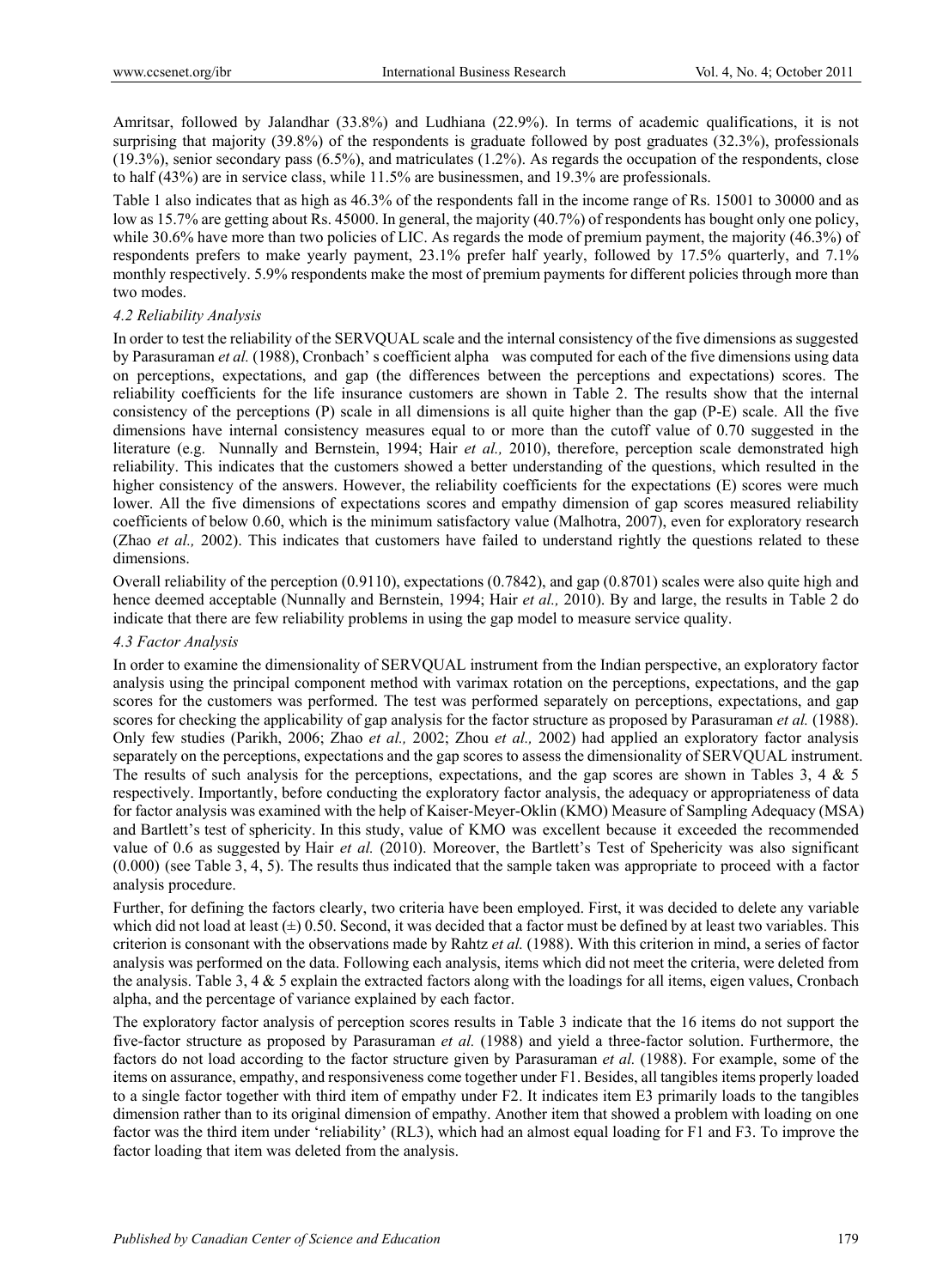Amritsar, followed by Jalandhar (33.8%) and Ludhiana (22.9%). In terms of academic qualifications, it is not surprising that majority (39.8%) of the respondents is graduate followed by post graduates (32.3%), professionals (19.3%), senior secondary pass (6.5%), and matriculates (1.2%). As regards the occupation of the respondents, close to half (43%) are in service class, while 11.5% are businessmen, and 19.3% are professionals.

Table 1 also indicates that as high as 46.3% of the respondents fall in the income range of Rs. 15001 to 30000 and as low as 15.7% are getting about Rs. 45000. In general, the majority (40.7%) of respondents has bought only one policy, while 30.6% have more than two policies of LIC. As regards the mode of premium payment, the majority (46.3%) of respondents prefers to make yearly payment, 23.1% prefer half yearly, followed by 17.5% quarterly, and 7.1% monthly respectively. 5.9% respondents make the most of premium payments for different policies through more than two modes.

### *4.2 Reliability Analysis*

In order to test the reliability of the SERVQUAL scale and the internal consistency of the five dimensions as suggested by Parasuraman *et al.* (1988), Cronbach' s coefficient alpha was computed for each of the five dimensions using data on perceptions, expectations, and gap (the differences between the perceptions and expectations) scores. The reliability coefficients for the life insurance customers are shown in Table 2. The results show that the internal consistency of the perceptions (P) scale in all dimensions is all quite higher than the gap (P-E) scale. All the five dimensions have internal consistency measures equal to or more than the cutoff value of 0.70 suggested in the literature (e.g. Nunnally and Bernstein, 1994; Hair *et al.,* 2010), therefore, perception scale demonstrated high reliability. This indicates that the customers showed a better understanding of the questions, which resulted in the higher consistency of the answers. However, the reliability coefficients for the expectations (E) scores were much lower. All the five dimensions of expectations scores and empathy dimension of gap scores measured reliability coefficients of below 0.60, which is the minimum satisfactory value (Malhotra, 2007), even for exploratory research (Zhao *et al.,* 2002). This indicates that customers have failed to understand rightly the questions related to these dimensions.

Overall reliability of the perception (0.9110), expectations (0.7842), and gap (0.8701) scales were also quite high and hence deemed acceptable (Nunnally and Bernstein, 1994; Hair *et al.,* 2010). By and large, the results in Table 2 do indicate that there are few reliability problems in using the gap model to measure service quality.

### *4.3 Factor Analysis*

In order to examine the dimensionality of SERVQUAL instrument from the Indian perspective, an exploratory factor analysis using the principal component method with varimax rotation on the perceptions, expectations, and the gap scores for the customers was performed. The test was performed separately on perceptions, expectations, and gap scores for checking the applicability of gap analysis for the factor structure as proposed by Parasuraman *et al.* (1988). Only few studies (Parikh, 2006; Zhao *et al.,* 2002; Zhou *et al.,* 2002) had applied an exploratory factor analysis separately on the perceptions, expectations and the gap scores to assess the dimensionality of SERVQUAL instrument. The results of such analysis for the perceptions, expectations, and the gap scores are shown in Tables 3, 4 & 5 respectively. Importantly, before conducting the exploratory factor analysis, the adequacy or appropriateness of data for factor analysis was examined with the help of Kaiser-Meyer-Oklin (KMO) Measure of Sampling Adequacy (MSA) and Bartlett's test of sphericity. In this study, value of KMO was excellent because it exceeded the recommended value of 0.6 as suggested by Hair *et al.* (2010). Moreover, the Bartlett's Test of Spehericity was also significant (0.000) (see Table 3, 4, 5). The results thus indicated that the sample taken was appropriate to proceed with a factor analysis procedure.

Further, for defining the factors clearly, two criteria have been employed. First, it was decided to delete any variable which did not load at least (±) 0.50. Second, it was decided that a factor must be defined by at least two variables. This criterion is consonant with the observations made by Rahtz *et al.* (1988). With this criterion in mind, a series of factor analysis was performed on the data. Following each analysis, items which did not meet the criteria, were deleted from the analysis. Table 3, 4 & 5 explain the extracted factors along with the loadings for all items, eigen values, Cronbach alpha, and the percentage of variance explained by each factor.

The exploratory factor analysis of perception scores results in Table 3 indicate that the 16 items do not support the five-factor structure as proposed by Parasuraman *et al.* (1988) and yield a three-factor solution. Furthermore, the factors do not load according to the factor structure given by Parasuraman *et al.* (1988). For example, some of the items on assurance, empathy, and responsiveness come together under F1. Besides, all tangibles items properly loaded to a single factor together with third item of empathy under F2. It indicates item E3 primarily loads to the tangibles dimension rather than to its original dimension of empathy. Another item that showed a problem with loading on one factor was the third item under 'reliability' (RL3), which had an almost equal loading for F1 and F3. To improve the factor loading that item was deleted from the analysis.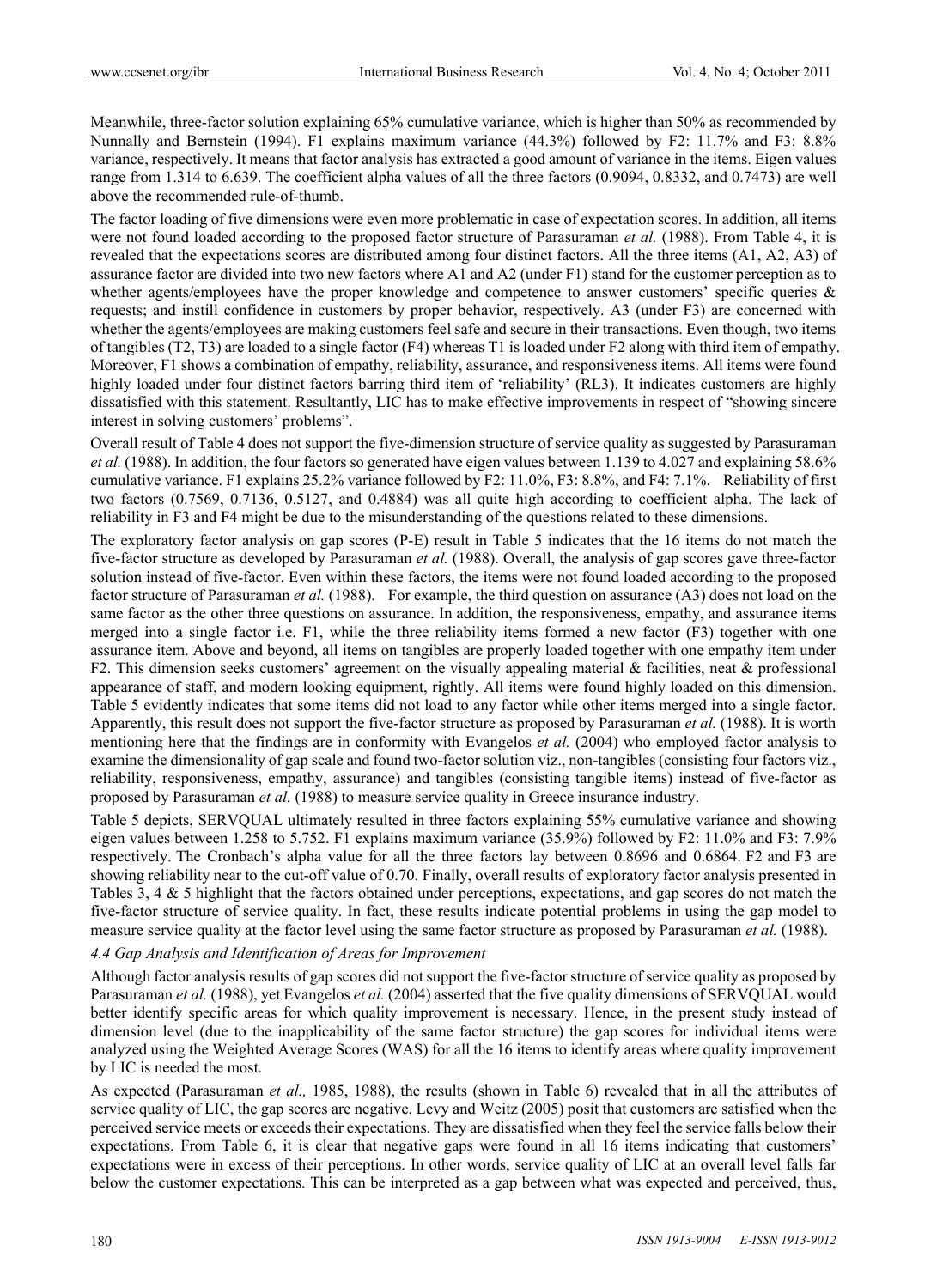Meanwhile, three-factor solution explaining 65% cumulative variance, which is higher than 50% as recommended by Nunnally and Bernstein (1994). F1 explains maximum variance (44.3%) followed by F2: 11.7% and F3: 8.8% variance, respectively. It means that factor analysis has extracted a good amount of variance in the items. Eigen values range from 1.314 to 6.639. The coefficient alpha values of all the three factors (0.9094, 0.8332, and 0.7473) are well above the recommended rule-of-thumb.

The factor loading of five dimensions were even more problematic in case of expectation scores. In addition, all items were not found loaded according to the proposed factor structure of Parasuraman *et al.* (1988). From Table 4, it is revealed that the expectations scores are distributed among four distinct factors. All the three items (A1, A2, A3) of assurance factor are divided into two new factors where A1 and A2 (under F1) stand for the customer perception as to whether agents/employees have the proper knowledge and competence to answer customers' specific queries & requests; and instill confidence in customers by proper behavior, respectively. A3 (under F3) are concerned with whether the agents/employees are making customers feel safe and secure in their transactions. Even though, two items of tangibles (T2, T3) are loaded to a single factor (F4) whereas T1 is loaded under F2 along with third item of empathy. Moreover, F1 shows a combination of empathy, reliability, assurance, and responsiveness items. All items were found highly loaded under four distinct factors barring third item of 'reliability' (RL3). It indicates customers are highly dissatisfied with this statement. Resultantly, LIC has to make effective improvements in respect of "showing sincere interest in solving customers' problems".

Overall result of Table 4 does not support the five-dimension structure of service quality as suggested by Parasuraman *et al.* (1988). In addition, the four factors so generated have eigen values between 1.139 to 4.027 and explaining 58.6% cumulative variance. F1 explains 25.2% variance followed by F2: 11.0%, F3: 8.8%, and F4: 7.1%. Reliability of first two factors (0.7569, 0.7136, 0.5127, and 0.4884) was all quite high according to coefficient alpha. The lack of reliability in F3 and F4 might be due to the misunderstanding of the questions related to these dimensions.

The exploratory factor analysis on gap scores (P-E) result in Table 5 indicates that the 16 items do not match the five-factor structure as developed by Parasuraman *et al.* (1988). Overall, the analysis of gap scores gave three-factor solution instead of five-factor. Even within these factors, the items were not found loaded according to the proposed factor structure of Parasuraman *et al.* (1988). For example, the third question on assurance (A3) does not load on the same factor as the other three questions on assurance. In addition, the responsiveness, empathy, and assurance items merged into a single factor i.e. F1, while the three reliability items formed a new factor (F3) together with one assurance item. Above and beyond, all items on tangibles are properly loaded together with one empathy item under F2. This dimension seeks customers' agreement on the visually appealing material & facilities, neat & professional appearance of staff, and modern looking equipment, rightly. All items were found highly loaded on this dimension. Table 5 evidently indicates that some items did not load to any factor while other items merged into a single factor. Apparently, this result does not support the five-factor structure as proposed by Parasuraman *et al.* (1988). It is worth mentioning here that the findings are in conformity with Evangelos *et al.* (2004) who employed factor analysis to examine the dimensionality of gap scale and found two-factor solution viz., non-tangibles (consisting four factors viz., reliability, responsiveness, empathy, assurance) and tangibles (consisting tangible items) instead of five-factor as proposed by Parasuraman *et al.* (1988) to measure service quality in Greece insurance industry.

Table 5 depicts, SERVQUAL ultimately resulted in three factors explaining 55% cumulative variance and showing eigen values between 1.258 to 5.752. F1 explains maximum variance (35.9%) followed by F2: 11.0% and F3: 7.9% respectively. The Cronbach's alpha value for all the three factors lay between 0.8696 and 0.6864. F2 and F3 are showing reliability near to the cut-off value of 0.70. Finally, overall results of exploratory factor analysis presented in Tables 3, 4 & 5 highlight that the factors obtained under perceptions, expectations, and gap scores do not match the five-factor structure of service quality. In fact, these results indicate potential problems in using the gap model to measure service quality at the factor level using the same factor structure as proposed by Parasuraman *et al.* (1988).

### *4.4 Gap Analysis and Identification of Areas for Improvement*

Although factor analysis results of gap scores did not support the five-factor structure of service quality as proposed by Parasuraman *et al.* (1988), yet Evangelos *et al.* (2004) asserted that the five quality dimensions of SERVQUAL would better identify specific areas for which quality improvement is necessary. Hence, in the present study instead of dimension level (due to the inapplicability of the same factor structure) the gap scores for individual items were analyzed using the Weighted Average Scores (WAS) for all the 16 items to identify areas where quality improvement by LIC is needed the most.

As expected (Parasuraman *et al.,* 1985, 1988), the results (shown in Table 6) revealed that in all the attributes of service quality of LIC, the gap scores are negative. Levy and Weitz (2005) posit that customers are satisfied when the perceived service meets or exceeds their expectations. They are dissatisfied when they feel the service falls below their expectations. From Table 6, it is clear that negative gaps were found in all 16 items indicating that customers' expectations were in excess of their perceptions. In other words, service quality of LIC at an overall level falls far below the customer expectations. This can be interpreted as a gap between what was expected and perceived, thus,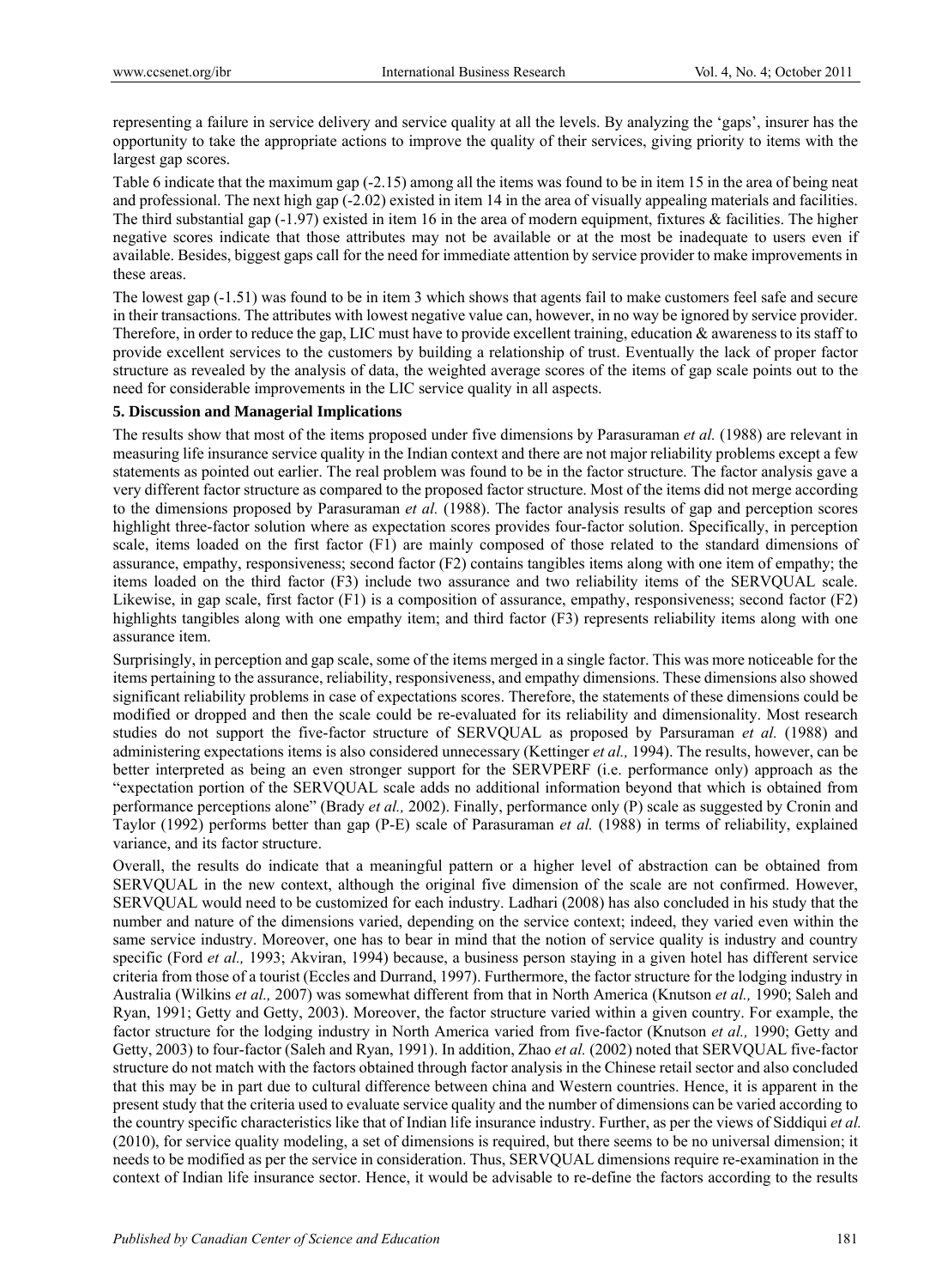representing a failure in service delivery and service quality at all the levels. By analyzing the 'gaps', insurer has the opportunity to take the appropriate actions to improve the quality of their services, giving priority to items with the largest gap scores.

Table 6 indicate that the maximum gap (-2.15) among all the items was found to be in item 15 in the area of being neat and professional. The next high gap (-2.02) existed in item 14 in the area of visually appealing materials and facilities. The third substantial gap (-1.97) existed in item 16 in the area of modern equipment, fixtures & facilities. The higher negative scores indicate that those attributes may not be available or at the most be inadequate to users even if available. Besides, biggest gaps call for the need for immediate attention by service provider to make improvements in these areas.

The lowest gap (-1.51) was found to be in item 3 which shows that agents fail to make customers feel safe and secure in their transactions. The attributes with lowest negative value can, however, in no way be ignored by service provider. Therefore, in order to reduce the gap, LIC must have to provide excellent training, education & awareness to its staff to provide excellent services to the customers by building a relationship of trust. Eventually the lack of proper factor structure as revealed by the analysis of data, the weighted average scores of the items of gap scale points out to the need for considerable improvements in the LIC service quality in all aspects.

## 5. Discussion and Managerial Implications

The results show that most of the items proposed under five dimensions by Parasuraman *et al.* (1988) are relevant in measuring life insurance service quality in the Indian context and there are not major reliability problems except a few statements as pointed out earlier. The real problem was found to be in the factor structure. The factor analysis gave a very different factor structure as compared to the proposed factor structure. Most of the items did not merge according to the dimensions proposed by Parasuraman *et al.* (1988). The factor analysis results of gap and perception scores highlight three-factor solution where as expectation scores provides four-factor solution. Specifically, in perception scale, items loaded on the first factor (F1) are mainly composed of those related to the standard dimensions of assurance, empathy, responsiveness; second factor (F2) contains tangibles items along with one item of empathy; the items loaded on the third factor (F3) include two assurance and two reliability items of the SERVQUAL scale. Likewise, in gap scale, first factor (F1) is a composition of assurance, empathy, responsiveness; second factor (F2) highlights tangibles along with one empathy item; and third factor (F3) represents reliability items along with one assurance item.

Surprisingly, in perception and gap scale, some of the items merged in a single factor. This was more noticeable for the items pertaining to the assurance, reliability, responsiveness, and empathy dimensions. These dimensions also showed significant reliability problems in case of expectations scores. Therefore, the statements of these dimensions could be modified or dropped and then the scale could be re-evaluated for its reliability and dimensionality. Most research studies do not support the five-factor structure of SERVQUAL as proposed by Parsuraman *et al.* (1988) and administering expectations items is also considered unnecessary (Kettinger *et al.,* 1994). The results, however, can be better interpreted as being an even stronger support for the SERVPERF (i.e. performance only) approach as the "expectation portion of the SERVQUAL scale adds no additional information beyond that which is obtained from performance perceptions alone" (Brady *et al.,* 2002). Finally, performance only (P) scale as suggested by Cronin and Taylor (1992) performs better than gap (P-E) scale of Parasuraman *et al.* (1988) in terms of reliability, explained variance, and its factor structure.

Overall, the results do indicate that a meaningful pattern or a higher level of abstraction can be obtained from SERVQUAL in the new context, although the original five dimension of the scale are not confirmed. However, SERVQUAL would need to be customized for each industry. Ladhari (2008) has also concluded in his study that the number and nature of the dimensions varied, depending on the service context; indeed, they varied even within the same service industry. Moreover, one has to bear in mind that the notion of service quality is industry and country specific (Ford *et al.,* 1993; Akviran, 1994) because, a business person staying in a given hotel has different service criteria from those of a tourist (Eccles and Durrand, 1997). Furthermore, the factor structure for the lodging industry in Australia (Wilkins *et al.,* 2007) was somewhat different from that in North America (Knutson *et al.,* 1990; Saleh and Ryan, 1991; Getty and Getty, 2003). Moreover, the factor structure varied within a given country. For example, the factor structure for the lodging industry in North America varied from five-factor (Knutson *et al.,* 1990; Getty and Getty, 2003) to four-factor (Saleh and Ryan, 1991). In addition, Zhao *et al.* (2002) noted that SERVQUAL five-factor structure do not match with the factors obtained through factor analysis in the Chinese retail sector and also concluded that this may be in part due to cultural difference between china and Western countries. Hence, it is apparent in the present study that the criteria used to evaluate service quality and the number of dimensions can be varied according to the country specific characteristics like that of Indian life insurance industry. Further, as per the views of Siddiqui *et al.* (2010), for service quality modeling, a set of dimensions is required, but there seems to be no universal dimension; it needs to be modified as per the service in consideration. Thus, SERVQUAL dimensions require re-examination in the context of Indian life insurance sector. Hence, it would be advisable to re-define the factors according to the results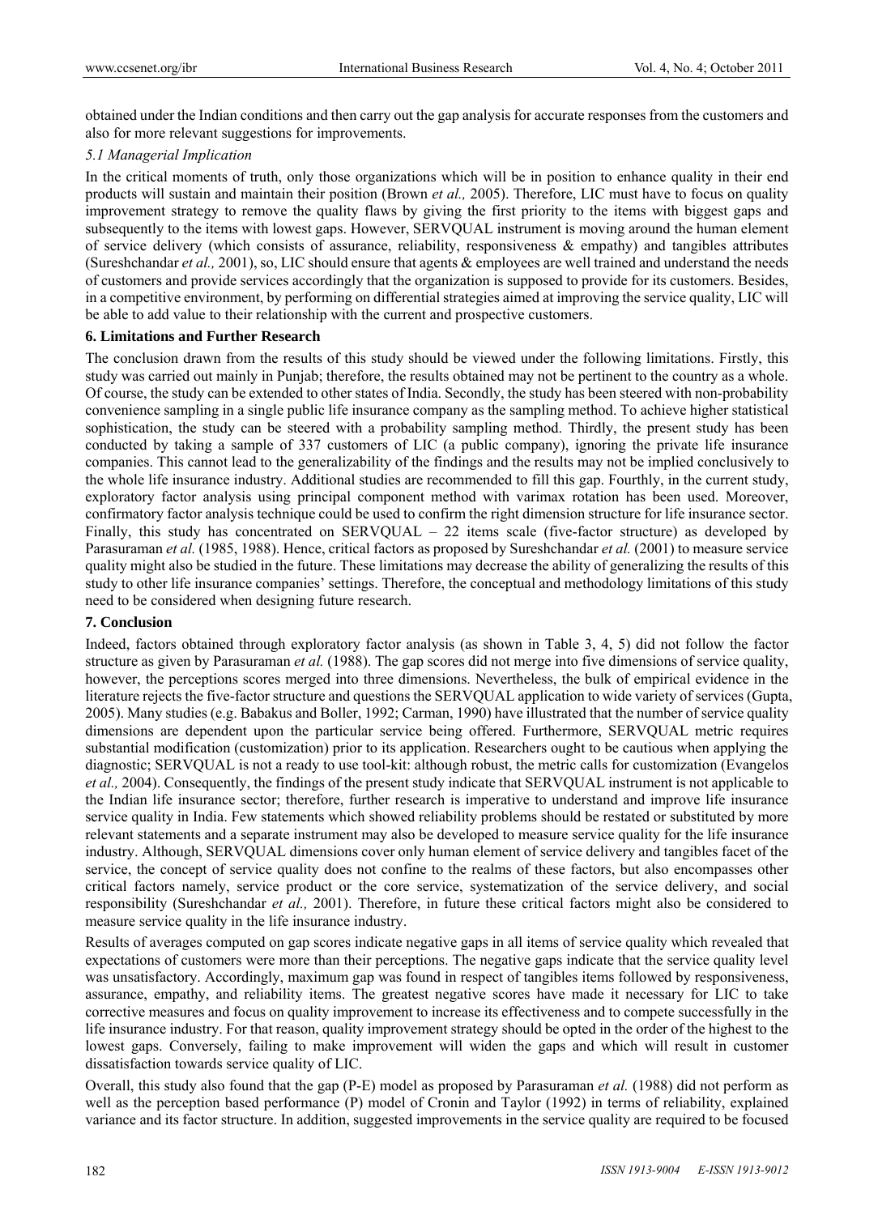obtained under the Indian conditions and then carry out the gap analysis for accurate responses from the customers and also for more relevant suggestions for improvements.

### *5.1 Managerial Implication*

In the critical moments of truth, only those organizations which will be in position to enhance quality in their end products will sustain and maintain their position (Brown *et al.,* 2005). Therefore, LIC must have to focus on quality improvement strategy to remove the quality flaws by giving the first priority to the items with biggest gaps and subsequently to the items with lowest gaps. However, SERVQUAL instrument is moving around the human element of service delivery (which consists of assurance, reliability, responsiveness & empathy) and tangibles attributes (Sureshchandar *et al.,* 2001), so, LIC should ensure that agents & employees are well trained and understand the needs of customers and provide services accordingly that the organization is supposed to provide for its customers. Besides, in a competitive environment, by performing on differential strategies aimed at improving the service quality, LIC will be able to add value to their relationship with the current and prospective customers.

## **6. Limitations and Further Research**

The conclusion drawn from the results of this study should be viewed under the following limitations. Firstly, this study was carried out mainly in Punjab; therefore, the results obtained may not be pertinent to the country as a whole. Of course, the study can be extended to other states of India. Secondly, the study has been steered with non-probability convenience sampling in a single public life insurance company as the sampling method. To achieve higher statistical sophistication, the study can be steered with a probability sampling method. Thirdly, the present study has been conducted by taking a sample of 337 customers of LIC (a public company), ignoring the private life insurance companies. This cannot lead to the generalizability of the findings and the results may not be implied conclusively to the whole life insurance industry. Additional studies are recommended to fill this gap. Fourthly, in the current study, exploratory factor analysis using principal component method with varimax rotation has been used. Moreover, confirmatory factor analysis technique could be used to confirm the right dimension structure for life insurance sector. Finally, this study has concentrated on SERVQUAL – 22 items scale (five-factor structure) as developed by Parasuraman *et al.* (1985, 1988). Hence, critical factors as proposed by Sureshchandar *et al.* (2001) to measure service quality might also be studied in the future. These limitations may decrease the ability of generalizing the results of this study to other life insurance companies' settings. Therefore, the conceptual and methodology limitations of this study need to be considered when designing future research.

## **7. Conclusion**

Indeed, factors obtained through exploratory factor analysis (as shown in Table 3, 4, 5) did not follow the factor structure as given by Parasuraman *et al.* (1988). The gap scores did not merge into five dimensions of service quality, however, the perceptions scores merged into three dimensions. Nevertheless, the bulk of empirical evidence in the literature rejects the five-factor structure and questions the SERVQUAL application to wide variety of services (Gupta, 2005). Many studies (e.g. Babakus and Boller, 1992; Carman, 1990) have illustrated that the number of service quality dimensions are dependent upon the particular service being offered. Furthermore, SERVQUAL metric requires substantial modification (customization) prior to its application. Researchers ought to be cautious when applying the diagnostic; SERVQUAL is not a ready to use tool-kit: although robust, the metric calls for customization (Evangelos *et al.,* 2004). Consequently, the findings of the present study indicate that SERVQUAL instrument is not applicable to the Indian life insurance sector; therefore, further research is imperative to understand and improve life insurance service quality in India. Few statements which showed reliability problems should be restated or substituted by more relevant statements and a separate instrument may also be developed to measure service quality for the life insurance industry. Although, SERVQUAL dimensions cover only human element of service delivery and tangibles facet of the service, the concept of service quality does not confine to the realms of these factors, but also encompasses other critical factors namely, service product or the core service, systematization of the service delivery, and social responsibility (Sureshchandar *et al.,* 2001). Therefore, in future these critical factors might also be considered to measure service quality in the life insurance industry.

Results of averages computed on gap scores indicate negative gaps in all items of service quality which revealed that expectations of customers were more than their perceptions. The negative gaps indicate that the service quality level was unsatisfactory. Accordingly, maximum gap was found in respect of tangibles items followed by responsiveness, assurance, empathy, and reliability items. The greatest negative scores have made it necessary for LIC to take corrective measures and focus on quality improvement to increase its effectiveness and to compete successfully in the life insurance industry. For that reason, quality improvement strategy should be opted in the order of the highest to the lowest gaps. Conversely, failing to make improvement will widen the gaps and which will result in customer dissatisfaction towards service quality of LIC.

Overall, this study also found that the gap (P-E) model as proposed by Parasuraman *et al.* (1988) did not perform as well as the perception based performance (P) model of Cronin and Taylor (1992) in terms of reliability, explained variance and its factor structure. In addition, suggested improvements in the service quality are required to be focused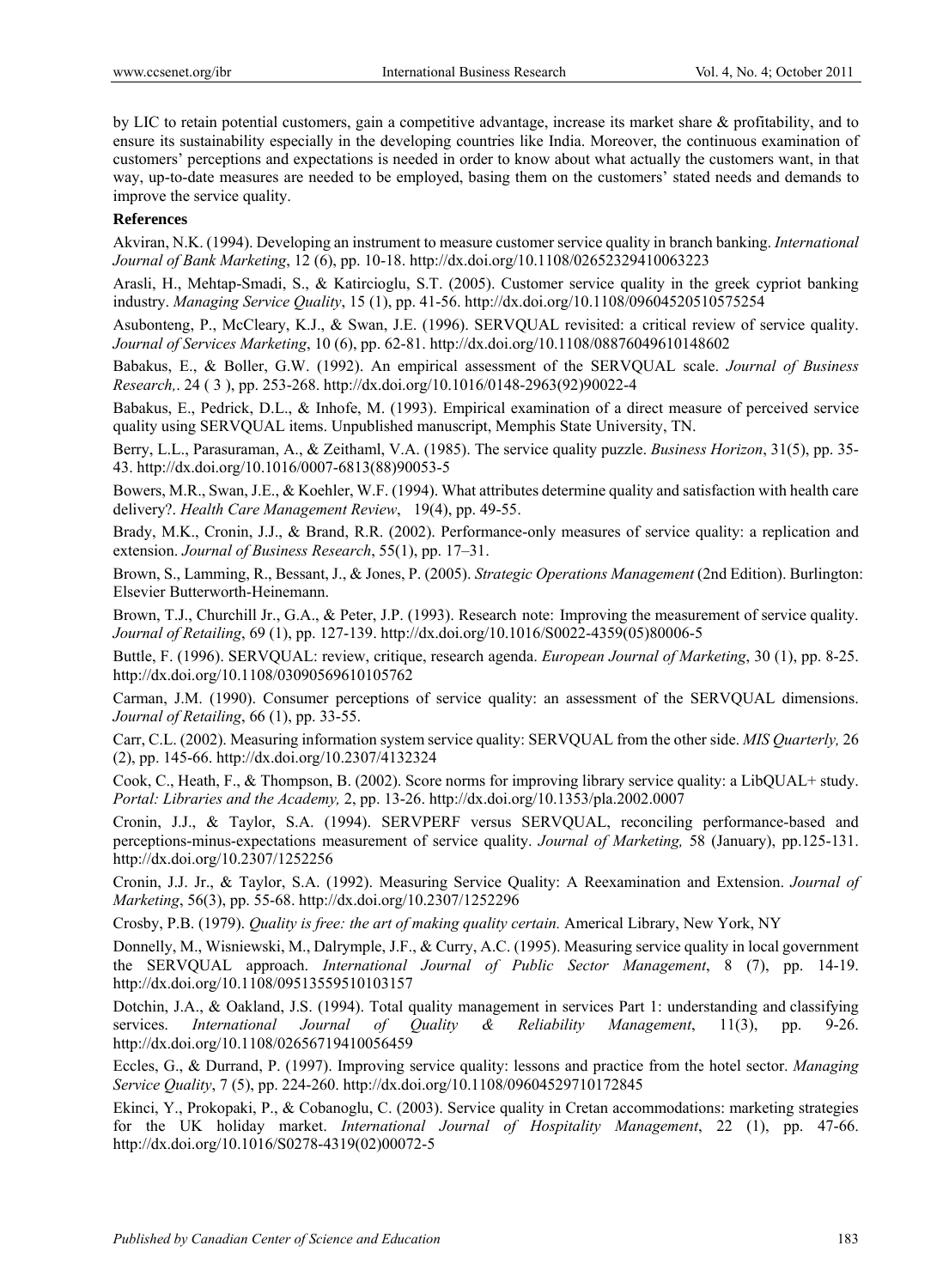by LIC to retain potential customers, gain a competitive advantage, increase its market share & profitability, and to ensure its sustainability especially in the developing countries like India. Moreover, the continuous examination of customers' perceptions and expectations is needed in order to know about what actually the customers want, in that way, up-to-date measures are needed to be employed, basing them on the customers' stated needs and demands to improve the service quality.

**References**

Akviran, N.K. (1994). Developing an instrument to measure customer service quality in branch banking. *International Journal of Bank Marketing*, 12 (6), pp. 10-18. http://dx.doi.org/10.1108/02652329410063223

Arasli, H., Mehtap-Smadi, S., & Katircioglu, S.T. (2005). Customer service quality in the greek cypriot banking industry. *Managing Service Quality*, 15 (1), pp. 41-56. http://dx.doi.org/10.1108/09604520510575254

Asubonteng, P., McCleary, K.J., & Swan, J.E. (1996). SERVQUAL revisited: a critical review of service quality. *Journal of Services Marketing*, 10 (6), pp. 62-81. http://dx.doi.org/10.1108/08876049610148602

Babakus, E., & Boller, G.W. (1992). An empirical assessment of the SERVQUAL scale. *Journal of Business Research,*. 24 ( 3 ), pp. 253-268. http://dx.doi.org/10.1016/0148-2963(92)90022-4

Babakus, E., Pedrick, D.L., & Inhofe, M. (1993). Empirical examination of a direct measure of perceived service quality using SERVQUAL items. Unpublished manuscript, Memphis State University, TN.

Berry, L.L., Parasuraman, A., & Zeithaml, V.A. (1985). The service quality puzzle. *Business Horizon*, 31(5), pp. 35-43. http://dx.doi.org/10.1016/0007-6813(88)90053-5

Bowers, M.R., Swan, J.E., & Koehler, W.F. (1994). What attributes determine quality and satisfaction with health care delivery?. *Health Care Management Review*, 19(4), pp. 49-55.

Brady, M.K., Cronin, J.J., & Brand, R.R. (2002). Performance-only measures of service quality: a replication and extension. *Journal of Business Research*, 55(1), pp. 17–31.

Brown, S., Lamming, R., Bessant, J., & Jones, P. (2005). *Strategic Operations Management* (2nd Edition). Burlington: Elsevier Butterworth-Heinemann.

Brown, T.J., Churchill Jr., G.A., & Peter, J.P. (1993). Research note: Improving the measurement of service quality. *Journal of Retailing*, 69 (1), pp. 127-139. http://dx.doi.org/10.1016/S0022-4359(05)80006-5

Buttle, F. (1996). SERVQUAL: review, critique, research agenda. *European Journal of Marketing*, 30 (1), pp. 8-25. http://dx.doi.org/10.1108/03090569610105762

Carman, J.M. (1990). Consumer perceptions of service quality: an assessment of the SERVQUAL dimensions. *Journal of Retailing*, 66 (1), pp. 33-55.

Carr, C.L. (2002). Measuring information system service quality: SERVQUAL from the other side. *MIS Quarterly,* 26 (2), pp. 145-66. http://dx.doi.org/10.2307/4132324

Cook, C., Heath, F., & Thompson, B. (2002). Score norms for improving library service quality: a LibQUAL+ study. *Portal: Libraries and the Academy,* 2, pp. 13-26. http://dx.doi.org/10.1353/pla.2002.0007

Cronin, J.J., & Taylor, S.A. (1994). SERVPERF versus SERVQUAL, reconciling performance-based and perceptions-minus-expectations measurement of service quality. *Journal of Marketing,* 58 (January), pp.125-131. http://dx.doi.org/10.2307/1252256

Cronin, J.J. Jr., & Taylor, S.A. (1992). Measuring Service Quality: A Reexamination and Extension. *Journal of Marketing*, 56(3), pp. 55-68. http://dx.doi.org/10.2307/1252296

Crosby, P.B. (1979). *Quality is free: the art of making quality certain.* Americal Library, New York, NY

Donnelly, M., Wisniewski, M., Dalrymple, J.F., & Curry, A.C. (1995). Measuring service quality in local government the SERVQUAL approach. *International Journal of Public Sector Management*, 8 (7), pp. 14-19. http://dx.doi.org/10.1108/09513559510103157

Dotchin, J.A., & Oakland, J.S. (1994). Total quality management in services Part 1: understanding and classifying services. *International Journal of Quality & Reliability Management*, 11(3), pp. 9-26. http://dx.doi.org/10.1108/02656719410056459

Eccles, G., & Durrand, P. (1997). Improving service quality: lessons and practice from the hotel sector. *Managing Service Quality*, 7 (5), pp. 224-260. http://dx.doi.org/10.1108/09604529710172845

Ekinci, Y., Prokopaki, P., & Cobanoglu, C. (2003). Service quality in Cretan accommodations: marketing strategies for the UK holiday market. *International Journal of Hospitality Management*, 22 (1), pp. 47-66. http://dx.doi.org/10.1016/S0278-4319(02)00072-5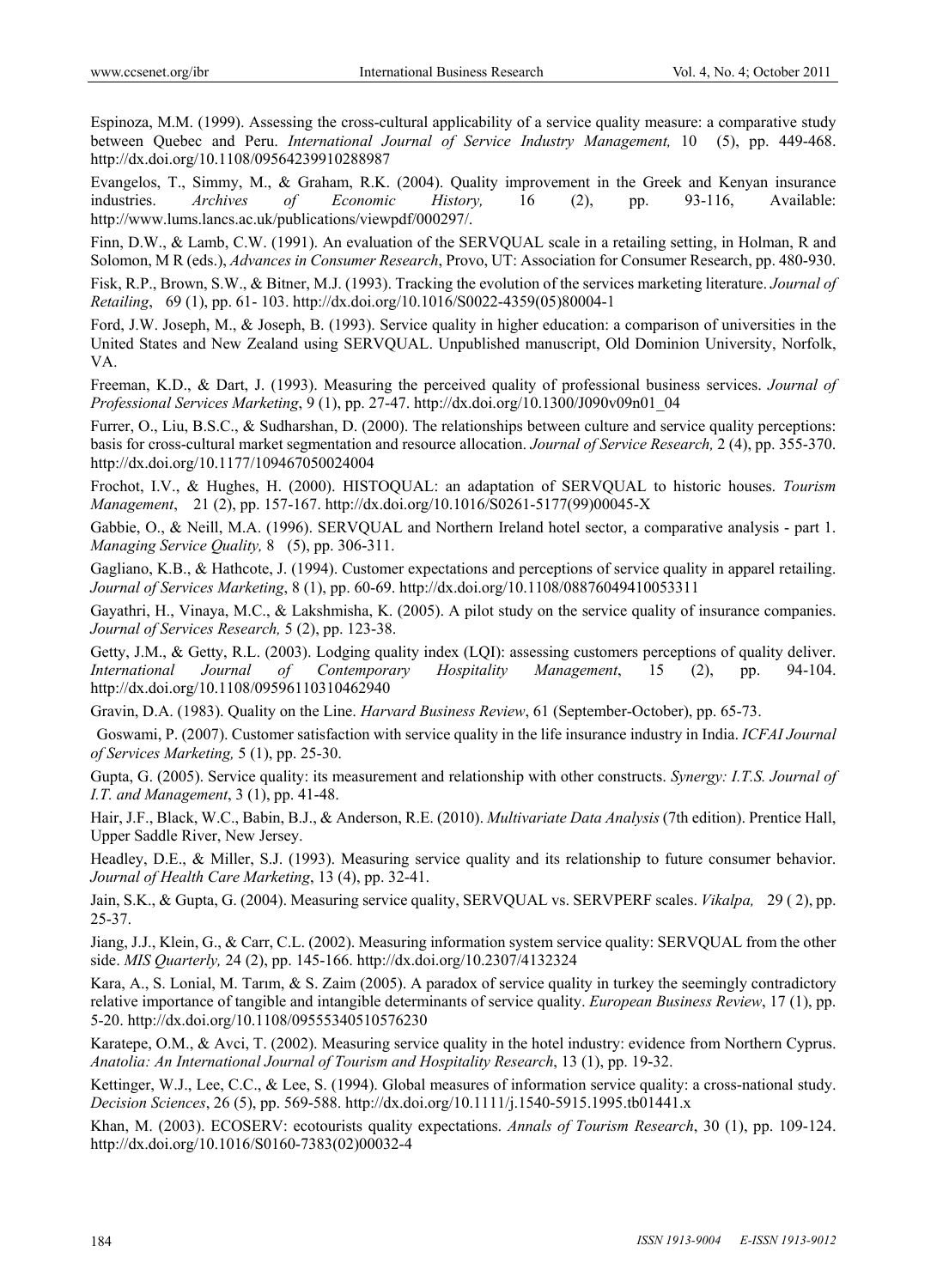Espinoza, M.M. (1999). Assessing the cross-cultural applicability of a service quality measure: a comparative study between Quebec and Peru. *International Journal of Service Industry Management,* 10 (5), pp. 449-468. http://dx.doi.org/10.1108/09564239910288987

Evangelos, T., Simmy, M., & Graham, R.K. (2004). Quality improvement in the Greek and Kenyan insurance industries. *Archives of Economic History,* 16 (2), pp. 93-116, Available: http://www.lums.lancs.ac.uk/publications/viewpdf/000297/.

Finn, D.W., & Lamb, C.W. (1991). An evaluation of the SERVQUAL scale in a retailing setting, in Holman, R and Solomon, M R (eds.), *Advances in Consumer Research*, Provo, UT: Association for Consumer Research, pp. 480-930.

Fisk, R.P., Brown, S.W., & Bitner, M.J. (1993). Tracking the evolution of the services marketing literature. *Journal of Retailing*, 69 (1), pp. 61- 103. http://dx.doi.org/10.1016/S0022-4359(05)80004-1

Ford, J.W. Joseph, M., & Joseph, B. (1993). Service quality in higher education: a comparison of universities in the United States and New Zealand using SERVQUAL. Unpublished manuscript, Old Dominion University, Norfolk, VA.

Freeman, K.D., & Dart, J. (1993). Measuring the perceived quality of professional business services. *Journal of Professional Services Marketing*, 9 (1), pp. 27-47. http://dx.doi.org/10.1300/J090v09n01_04

Furrer, O., Liu, B.S.C., & Sudharshan, D. (2000). The relationships between culture and service quality perceptions: basis for cross-cultural market segmentation and resource allocation. *Journal of Service Research,* 2 (4), pp. 355-370. http://dx.doi.org/10.1177/109467050024004

Frochot, I.V., & Hughes, H. (2000). HISTOQUAL: an adaptation of SERVQUAL to historic houses. *Tourism Management*, 21 (2), pp. 157-167. http://dx.doi.org/10.1016/S0261-5177(99)00045-X

Gabbie, O., & Neill, M.A. (1996). SERVQUAL and Northern Ireland hotel sector, a comparative analysis - part 1. *Managing Service Quality,* 8 (5), pp. 306-311.

Gagliano, K.B., & Hathcote, J. (1994). Customer expectations and perceptions of service quality in apparel retailing. *Journal of Services Marketing*, 8 (1), pp. 60-69. http://dx.doi.org/10.1108/08876049410053311

Gayathri, H., Vinaya, M.C., & Lakshmisha, K. (2005). A pilot study on the service quality of insurance companies. *Journal of Services Research,* 5 (2), pp. 123-38.

Getty, J.M., & Getty, R.L. (2003). Lodging quality index (LQI): assessing customers perceptions of quality deliver. *International Journal of Contemporary Hospitality Management*, 15 (2), pp. 94-104. http://dx.doi.org/10.1108/09596110310462940

Gravin, D.A. (1983). Quality on the Line. *Harvard Business Review*, 61 (September-October), pp. 65-73.

Goswami, P. (2007). Customer satisfaction with service quality in the life insurance industry in India. *ICFAI Journal of Services Marketing,* 5 (1), pp. 25-30.

Gupta, G. (2005). Service quality: its measurement and relationship with other constructs. *Synergy: I.T.S. Journal of I.T. and Management*, 3 (1), pp. 41-48.

Hair, J.F., Black, W.C., Babin, B.J., & Anderson, R.E. (2010). *Multivariate Data Analysis* (7th edition). Prentice Hall, Upper Saddle River, New Jersey.

Headley, D.E., & Miller, S.J. (1993). Measuring service quality and its relationship to future consumer behavior. *Journal of Health Care Marketing*, 13 (4), pp. 32-41.

Jain, S.K., & Gupta, G. (2004). Measuring service quality, SERVQUAL vs. SERVPERF scales. *Vikalpa,* 29 ( 2), pp. 25-37.

Jiang, J.J., Klein, G., & Carr, C.L. (2002). Measuring information system service quality: SERVQUAL from the other side. *MIS Quarterly,* 24 (2), pp. 145-166. http://dx.doi.org/10.2307/4132324

Kara, A., S. Lonial, M. Tarım, & S. Zaim (2005). A paradox of service quality in turkey the seemingly contradictory relative importance of tangible and intangible determinants of service quality. *European Business Review*, 17 (1), pp. 5-20. http://dx.doi.org/10.1108/09555340510576230

Karatepe, O.M., & Avci, T. (2002). Measuring service quality in the hotel industry: evidence from Northern Cyprus. *Anatolia: An International Journal of Tourism and Hospitality Research*, 13 (1), pp. 19-32.

Kettinger, W.J., Lee, C.C., & Lee, S. (1994). Global measures of information service quality: a cross-national study. *Decision Sciences*, 26 (5), pp. 569-588. http://dx.doi.org/10.1111/j.1540-5915.1995.tb01441.x

Khan, M. (2003). ECOSERV: ecotourists quality expectations. *Annals of Tourism Research*, 30 (1), pp. 109-124. http://dx.doi.org/10.1016/S0160-7383(02)00032-4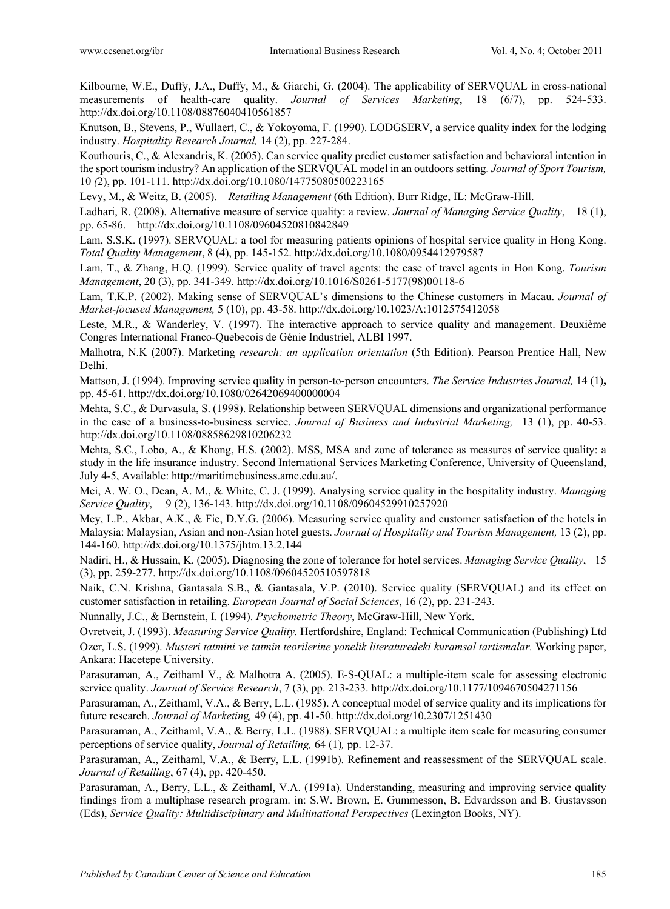Kilbourne, W.E., Duffy, J.A., Duffy, M., & Giarchi, G. (2004). The applicability of SERVQUAL in cross-national measurements of health-care quality. *Journal of Services Marketing*, 18 (6/7), pp. 524-533. http://dx.doi.org/10.1108/08876040410561857

Knutson, B., Stevens, P., Wullaert, C., & Yokoyoma, F. (1990). LODGSERV, a service quality index for the lodging industry. *Hospitality Research Journal,* 14 (2), pp. 227-284.

Kouthouris, C., & Alexandris, K. (2005). Can service quality predict customer satisfaction and behavioral intention in the sport tourism industry? An application of the SERVQUAL model in an outdoors setting. *Journal of Sport Tourism,* 10 *(*2), pp. 101-111. http://dx.doi.org/10.1080/14775080500223165

Levy, M., & Weitz, B. (2005). *Retailing Management* (6th Edition). Burr Ridge, IL: McGraw-Hill.

Ladhari, R. (2008). Alternative measure of service quality: a review. *Journal of Managing Service Quality*, 18 (1), pp. 65-86. http://dx.doi.org/10.1108/09604520810842849

Lam, S.S.K. (1997). SERVQUAL: a tool for measuring patients opinions of hospital service quality in Hong Kong. *Total Quality Management*, 8 (4), pp. 145-152. http://dx.doi.org/10.1080/0954412979587

Lam, T., & Zhang, H.Q. (1999). Service quality of travel agents: the case of travel agents in Hon Kong. *Tourism Management*, 20 (3), pp. 341-349. http://dx.doi.org/10.1016/S0261-5177(98)00118-6

Lam, T.K.P. (2002). Making sense of SERVQUAL's dimensions to the Chinese customers in Macau. *Journal of Market-focused Management,* 5 (10), pp. 43-58. http://dx.doi.org/10.1023/A:1012575412058

Leste, M.R., & Wanderley, V. (1997). The interactive approach to service quality and management. Deuxième Congres International Franco-Quebecois de Génie Industriel, ALBI 1997.

Malhotra, N.K (2007). Marketing *research: an application orientation* (5th Edition). Pearson Prentice Hall, New Delhi.

Mattson, J. (1994). Improving service quality in person-to-person encounters. *The Service Industries Journal,* 14 (1)**,** pp. 45-61. http://dx.doi.org/10.1080/02642069400000004

Mehta, S.C., & Durvasula, S. (1998). Relationship between SERVQUAL dimensions and organizational performance in the case of a business-to-business service. *Journal of Business and Industrial Marketing,* 13 (1), pp. 40-53. http://dx.doi.org/10.1108/08858629810206232

Mehta, S.C., Lobo, A., & Khong, H.S. (2002). MSS, MSA and zone of tolerance as measures of service quality: a study in the life insurance industry. Second International Services Marketing Conference, University of Queensland, July 4-5, Available: http://maritimebusiness.amc.edu.au/.

Mei, A. W. O., Dean, A. M., & White, C. J. (1999). Analysing service quality in the hospitality industry. *Managing Service Quality*, 9 (2), 136-143. http://dx.doi.org/10.1108/09604529910257920

Mey, L.P., Akbar, A.K., & Fie, D.Y.G. (2006). Measuring service quality and customer satisfaction of the hotels in Malaysia: Malaysian, Asian and non-Asian hotel guests. *Journal of Hospitality and Tourism Management,* 13 (2), pp. 144-160. http://dx.doi.org/10.1375/jhtm.13.2.144

Nadiri, H., & Hussain, K. (2005). Diagnosing the zone of tolerance for hotel services. *Managing Service Quality*, 15 (3), pp. 259-277. http://dx.doi.org/10.1108/09604520510597818

Naik, C.N. Krishna, Gantasala S.B., & Gantasala, V.P. (2010). Service quality (SERVQUAL) and its effect on customer satisfaction in retailing. *European Journal of Social Sciences*, 16 (2), pp. 231-243.

Nunnally, J.C., & Bernstein, I. (1994). *Psychometric Theory*, McGraw-Hill, New York.

Ovretveit, J. (1993). *Measuring Service Quality.* Hertfordshire, England: Technical Communication (Publishing) Ltd

Ozer, L.S. (1999). *Musteri tatmini ve tatmin teorilerine yonelik literaturedeki kuramsal tartismalar.* Working paper, Ankara: Hacetepe University.

Parasuraman, A., Zeithaml V., & Malhotra A. (2005). E-S-QUAL: a multiple-item scale for assessing electronic service quality. *Journal of Service Research*, 7 (3), pp. 213-233. http://dx.doi.org/10.1177/1094670504271156

Parasuraman, A., Zeithaml, V.A., & Berry, L.L. (1985). A conceptual model of service quality and its implications for future research. *Journal of Marketing,* 49 (4), pp. 41-50. http://dx.doi.org/10.2307/1251430

Parasuraman, A., Zeithaml, V.A., & Berry, L.L. (1988). SERVQUAL: a multiple item scale for measuring consumer perceptions of service quality, *Journal of Retailing,* 64 (1)*,* pp. 12-37.

Parasuraman, A., Zeithaml, V.A., & Berry, L.L. (1991b). Refinement and reassessment of the SERVQUAL scale. *Journal of Retailing*, 67 (4), pp. 420-450.

Parasuraman, A., Berry, L.L., & Zeithaml, V.A. (1991a). Understanding, measuring and improving service quality findings from a multiphase research program. in: S.W. Brown, E. Gummesson, B. Edvardsson and B. Gustavsson (Eds), *Service Quality: Multidisciplinary and Multinational Perspectives* (Lexington Books, NY).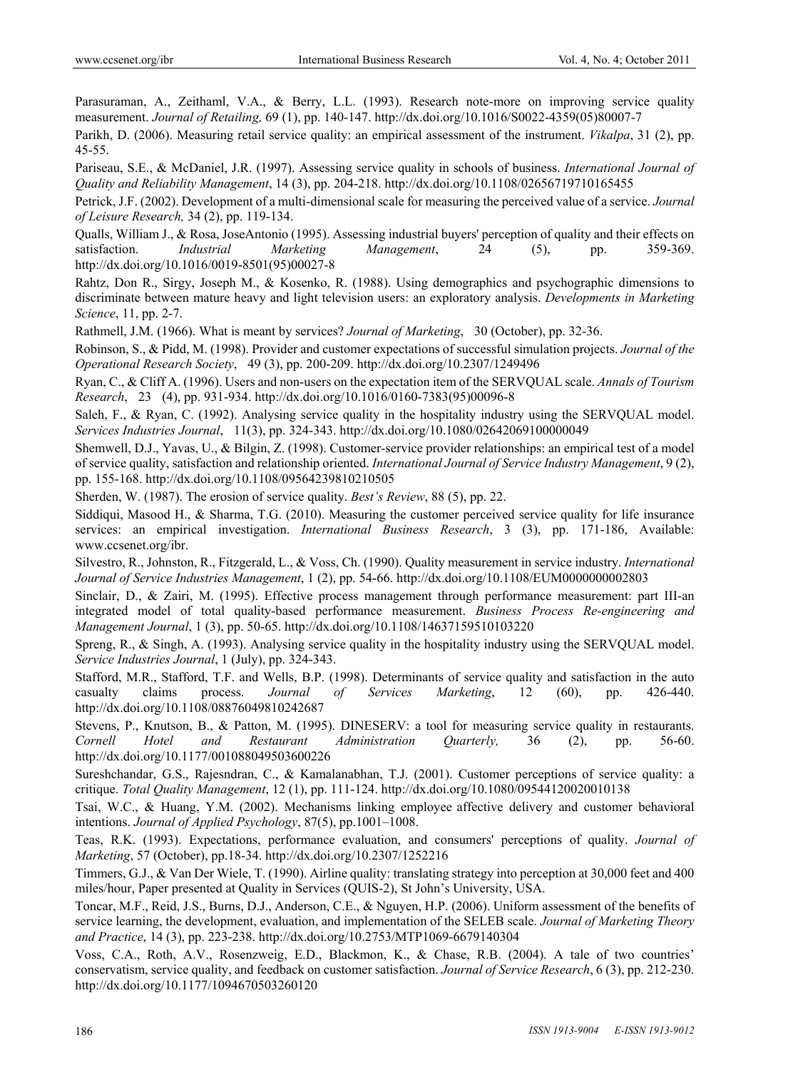Parasuraman, A., Zeithaml, V.A., & Berry, L.L. (1993). Research note-more on improving service quality measurement. *Journal of Retailing,* 69 (1), pp. 140-147. http://dx.doi.org/10.1016/S0022-4359(05)80007-7

Parikh, D. (2006). Measuring retail service quality: an empirical assessment of the instrument. *Vikalpa*, 31 (2), pp. 45-55.

Pariseau, S.E., & McDaniel, J.R. (1997). Assessing service quality in schools of business. *International Journal of Quality and Reliability Management*, 14 (3), pp. 204-218. http://dx.doi.org/10.1108/02656719710165455

Petrick, J.F. (2002). Development of a multi-dimensional scale for measuring the perceived value of a service. *Journal of Leisure Research,* 34 (2), pp. 119-134.

Qualls, William J., & Rosa, JoseAntonio (1995). Assessing industrial buyers' perception of quality and their effects on satisfaction. *Industrial Marketing Management*, 24 (5), pp. 359-369. http://dx.doi.org/10.1016/0019-8501(95)00027-8

Rahtz, Don R., Sirgy, Joseph M., & Kosenko, R. (1988). Using demographics and psychographic dimensions to discriminate between mature heavy and light television users: an exploratory analysis. *Developments in Marketing Science*, 11, pp. 2-7.

Rathmell, J.M. (1966). What is meant by services? *Journal of Marketing*, 30 (October), pp. 32-36.

Robinson, S., & Pidd, M. (1998). Provider and customer expectations of successful simulation projects. *Journal of the Operational Research Society*, 49 (3), pp. 200-209. http://dx.doi.org/10.2307/1249496

Ryan, C., & Cliff A. (1996). Users and non-users on the expectation item of the SERVQUAL scale. *Annals of Tourism Research*, 23 (4), pp. 931-934. http://dx.doi.org/10.1016/0160-7383(95)00096-8

Saleh, F., & Ryan, C. (1992). Analysing service quality in the hospitality industry using the SERVQUAL model. *Services Industries Journal*, 11(3), pp. 324-343. http://dx.doi.org/10.1080/02642069100000049

Shemwell, D.J., Yavas, U., & Bilgin, Z. (1998). Customer-service provider relationships: an empirical test of a model of service quality, satisfaction and relationship oriented. *International Journal of Service Industry Management*, 9 (2), pp. 155-168. http://dx.doi.org/10.1108/09564239810210505

Sherden, W. (1987). The erosion of service quality. *Best's Review*, 88 (5), pp. 22.

Siddiqui, Masood H., & Sharma, T.G. (2010). Measuring the customer perceived service quality for life insurance services: an empirical investigation. *International Business Research*, 3 (3), pp. 171-186, Available: www.ccsenet.org/ibr.

Silvestro, R., Johnston, R., Fitzgerald, L., & Voss, Ch. (1990). Quality measurement in service industry. *International Journal of Service Industries Management*, 1 (2), pp. 54-66. http://dx.doi.org/10.1108/EUM0000000002803

Sinclair, D., & Zairi, M. (1995). Effective process management through performance measurement: part III-an integrated model of total quality-based performance measurement. *Business Process Re-engineering and Management Journal*, 1 (3), pp. 50-65. http://dx.doi.org/10.1108/14637159510103220

Spreng, R., & Singh, A. (1993). Analysing service quality in the hospitality industry using the SERVQUAL model. *Service Industries Journal*, 1 (July), pp. 324-343.

Stafford, M.R., Stafford, T.F. and Wells, B.P. (1998). Determinants of service quality and satisfaction in the auto casualty claims process. *Journal of Services Marketing*, 12 (60), pp. 426-440. http://dx.doi.org/10.1108/08876049810242687

Stevens, P., Knutson, B., & Patton, M. (1995). DINESERV: a tool for measuring service quality in restaurants. *Cornell Hotel and Restaurant Administration Quarterly,* 36 (2), pp. 56-60. http://dx.doi.org/10.1177/001088049503600226

Sureshchandar, G.S., Rajesndran, C., & Kamalanabhan, T.J. (2001). Customer perceptions of service quality: a critique. *Total Quality Management*, 12 (1), pp. 111-124. http://dx.doi.org/10.1080/09544120020010138

Tsai, W.C., & Huang, Y.M. (2002). Mechanisms linking employee affective delivery and customer behavioral intentions. *Journal of Applied Psychology*, 87(5), pp.1001–1008.

Teas, R.K. (1993). Expectations, performance evaluation, and consumers' perceptions of quality. *Journal of Marketing*, 57 (October), pp.18-34. http://dx.doi.org/10.2307/1252216

Timmers, G.J., & Van Der Wiele, T. (1990). Airline quality: translating strategy into perception at 30,000 feet and 400 miles/hour, Paper presented at Quality in Services (QUIS-2), St John's University, USA.

Toncar, M.F., Reid, J.S., Burns, D.J., Anderson, C.E., & Nguyen, H.P. (2006). Uniform assessment of the benefits of service learning, the development, evaluation, and implementation of the SELEB scale. *Journal of Marketing Theory and Practice*, 14 (3), pp. 223-238. http://dx.doi.org/10.2753/MTP1069-6679140304

Voss, C.A., Roth, A.V., Rosenzweig, E.D., Blackmon, K., & Chase, R.B. (2004). A tale of two countries' conservatism, service quality, and feedback on customer satisfaction. *Journal of Service Research*, 6 (3), pp. 212-230. http://dx.doi.org/10.1177/1094670503260120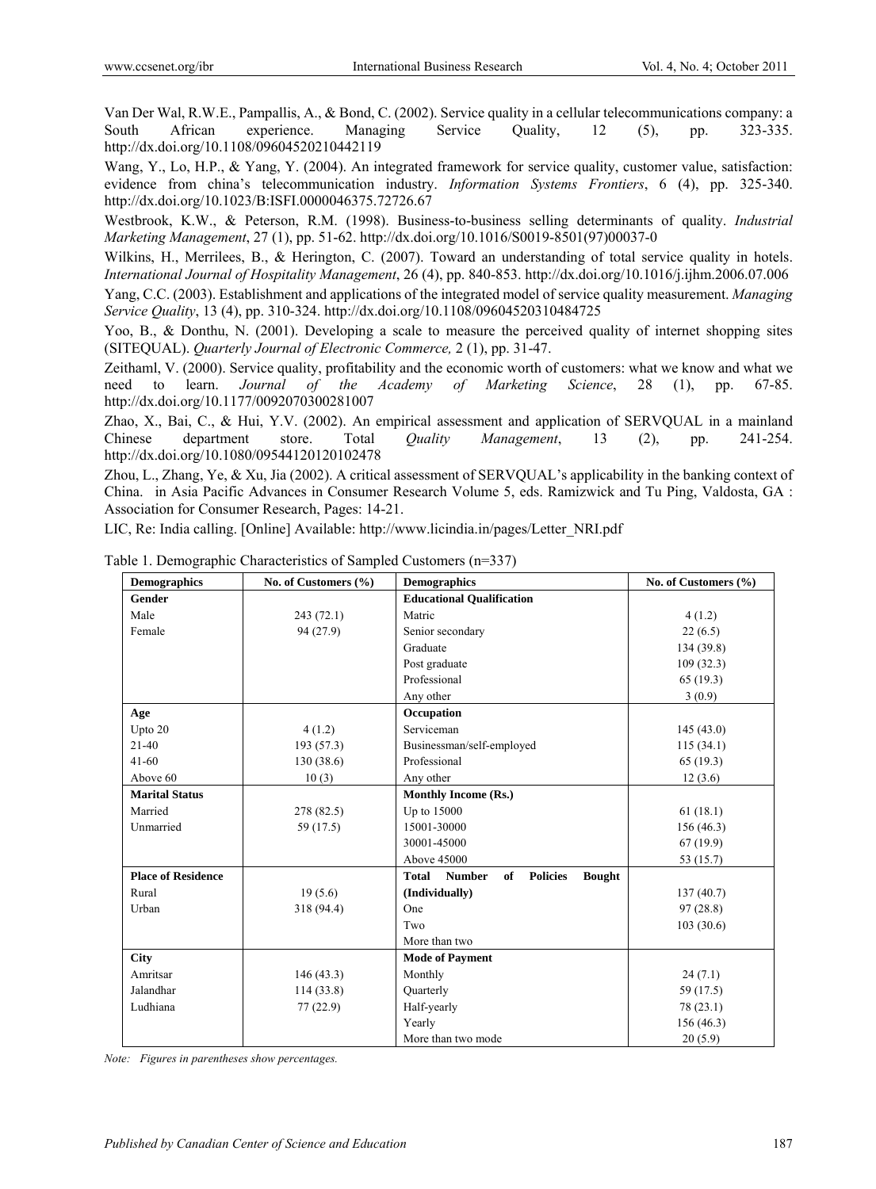Van Der Wal, R.W.E., Pampallis, A., & Bond, C. (2002). Service quality in a cellular telecommunications company: a South African experience. Managing Service Quality, 12 (5), pp. 323-335. http://dx.doi.org/10.1108/09604520210442119

Wang, Y., Lo, H.P., & Yang, Y. (2004). An integrated framework for service quality, customer value, satisfaction: evidence from china's telecommunication industry. *Information Systems Frontiers*, 6 (4), pp. 325-340. http://dx.doi.org/10.1023/B:ISFI.0000046375.72726.67

Westbrook, K.W., & Peterson, R.M. (1998). Business-to-business selling determinants of quality. *Industrial Marketing Management*, 27 (1), pp. 51-62. http://dx.doi.org/10.1016/S0019-8501(97)00037-0

Wilkins, H., Merrilees, B., & Herington, C. (2007). Toward an understanding of total service quality in hotels. *International Journal of Hospitality Management*, 26 (4), pp. 840-853. http://dx.doi.org/10.1016/j.ijhm.2006.07.006

Yang, C.C. (2003). Establishment and applications of the integrated model of service quality measurement. *Managing Service Quality*, 13 (4), pp. 310-324. http://dx.doi.org/10.1108/09604520310484725

Yoo, B., & Donthu, N. (2001). Developing a scale to measure the perceived quality of internet shopping sites (SITEQUAL). *Quarterly Journal of Electronic Commerce,* 2 (1), pp. 31-47.

Zeithaml, V. (2000). Service quality, profitability and the economic worth of customers: what we know and what we need to learn. *Journal of the Academy of Marketing Science*, 28 (1), pp. 67-85. http://dx.doi.org/10.1177/0092070300281007

Zhao, X., Bai, C., & Hui, Y.V. (2002). An empirical assessment and application of SERVQUAL in a mainland Chinese department store. Total *Quality Management*, 13 (2), pp. 241-254. http://dx.doi.org/10.1080/09544120120102478

Zhou, L., Zhang, Ye, & Xu, Jia (2002). A critical assessment of SERVQUAL's applicability in the banking context of China. in Asia Pacific Advances in Consumer Research Volume 5, eds. Ramizwick and Tu Ping, Valdosta, GA : Association for Consumer Research, Pages: 14-21.

LIC, Re: India calling. [Online] Available: http://www.licindia.in/pages/Letter_NRI.pdf

Table 1. Demographic Characteristics of Sampled Customers (n=337)

| Demographics | No. of Customers (%) | Demographics | No. of Customers (%) |
|---|---|---|---|
| **Gender** | | **Educational Qualification** | |
| Male | 243 (72.1) | Matric | 4 (1.2) |
| Female | 94 (27.9) | Senior secondary | 22 (6.5) |
| | | Graduate | 134 (39.8) |
| | | Post graduate | 109 (32.3) |
| | | Professional | 65 (19.3) |
| | | Any other | 3 (0.9) |
| **Age** | | **Occupation** | |
| Upto 20 | 4 (1.2) | Serviceman | 145 (43.0) |
| 21-40 | 193 (57.3) | Businessman/self-employed | 115 (34.1) |
| 41-60 | 130 (38.6) | Professional | 65 (19.3) |
| Above 60 | 10 (3) | Any other | 12 (3.6) |
| **Marital Status** | | **Monthly Income (Rs.)** | |
| Married | 278 (82.5) | Up to 15000 | 61 (18.1) |
| Unmarried | 59 (17.5) | 15001-30000 | 156 (46.3) |
| | | 30001-45000 | 67 (19.9) |
| | | Above 45000 | 53 (15.7) |
| **Place of Residence** | | **Total Number of Policies Bought** | |
| Rural | 19 (5.6) | **(Individually)** | 137 (40.7) |
| Urban | 318 (94.4) | One | 97 (28.8) |
| | | Two | 103 (30.6) |
| | | More than two | |
| **City** | | **Mode of Payment** | |
| Amritsar | 146 (43.3) | Monthly | 24 (7.1) |
| Jalandhar | 114 (33.8) | Quarterly | 59 (17.5) |
| Ludhiana | 77 (22.9) | Half-yearly | 78 (23.1) |
| | | Yearly | 156 (46.3) |
| | | More than two mode | 20 (5.9) |

*Note: Figures in parentheses show percentages.*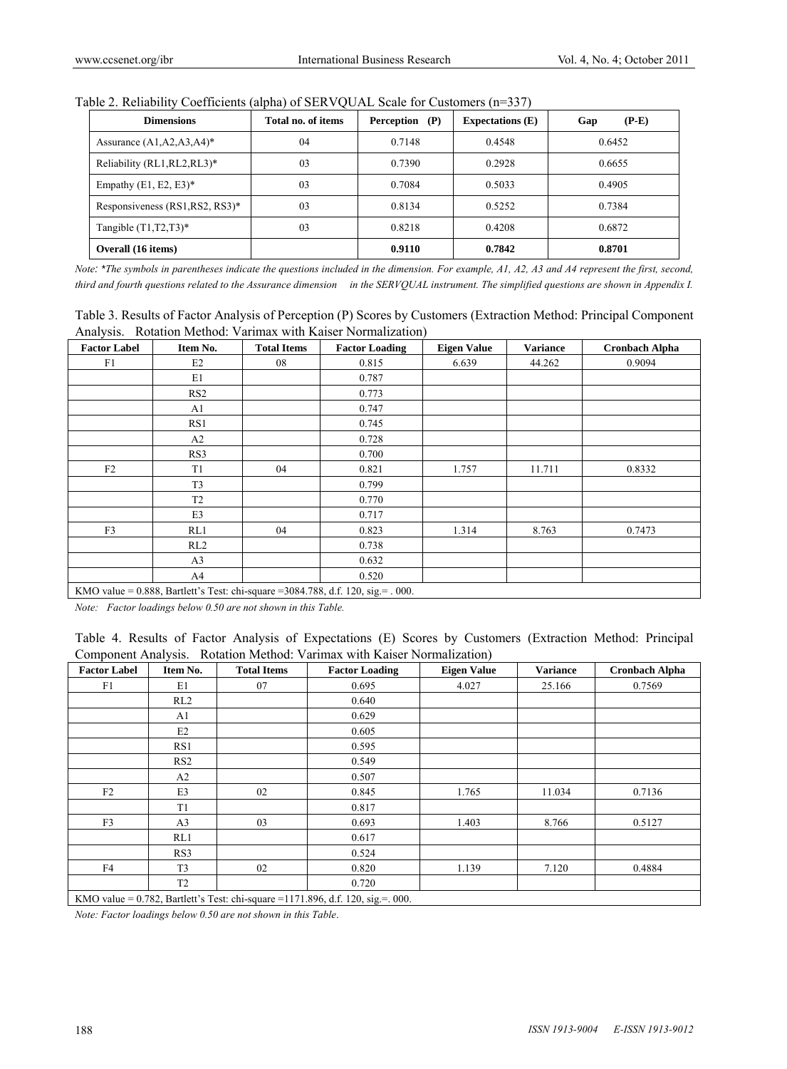Table 2. Reliability Coefficients (alpha) of SERVQUAL Scale for Customers (n=337)

| Dimensions | Total no. of items | Perception (P) | Expectations (E) | Gap (P-E) |
|---|---|---|---|---|
| Assurance (A1,A2,A3,A4)* | 04 | 0.7148 | 0.4548 | 0.6452 |
| Reliability (RL1,RL2,RL3)* | 03 | 0.7390 | 0.2928 | 0.6655 |
| Empathy (E1, E2, E3)* | 03 | 0.7084 | 0.5033 | 0.4905 |
| Responsiveness (RS1,RS2, RS3)* | 03 | 0.8134 | 0.5252 | 0.7384 |
| Tangible (T1,T2,T3)* | 03 | 0.8218 | 0.4208 | 0.6872 |
| **Overall (16 items)** | | **0.9110** | **0.7842** | **0.8701** |

*Note: \*The symbols in parentheses indicate the questions included in the dimension. For example, A1, A2, A3 and A4 represent the first, second, third and fourth questions related to the Assurance dimension in the SERVQUAL instrument. The simplified questions are shown in Appendix I.*

Table 3. Results of Factor Analysis of Perception (P) Scores by Customers (Extraction Method: Principal Component Analysis. Rotation Method: Varimax with Kaiser Normalization)

| Factor Label | Item No. | Total Items | Factor Loading | Eigen Value | Variance | Cronbach Alpha |
|---|---|---|---|---|---|---|
| F1 | E2 | 08 | 0.815 | 6.639 | 44.262 | 0.9094 |
| | E1 | | 0.787 | | | |
| | RS2 | | 0.773 | | | |
| | A1 | | 0.747 | | | |
| | RS1 | | 0.745 | | | |
| | A2 | | 0.728 | | | |
| | RS3 | | 0.700 | | | |
| F2 | T1 | 04 | 0.821 | 1.757 | 11.711 | 0.8332 |
| | T3 | | 0.799 | | | |
| | T2 | | 0.770 | | | |
| | E3 | | 0.717 | | | |
| F3 | RL1 | 04 | 0.823 | 1.314 | 8.763 | 0.7473 |
| | RL2 | | 0.738 | | | |
| | A3 | | 0.632 | | | |
| | A4 | | 0.520 | | | |
| KMO value = 0.888, Bartlett's Test: chi-square =3084.788, d.f. 120, sig.= . 000. | | | | | | |

*Note: Factor loadings below 0.50 are not shown in this Table.*

Table 4. Results of Factor Analysis of Expectations (E) Scores by Customers (Extraction Method: Principal Component Analysis. Rotation Method: Varimax with Kaiser Normalization)

| Factor Label | Item No. | Total Items | Factor Loading | Eigen Value | Variance | Cronbach Alpha |
|---|---|---|---|---|---|---|
| F1 | E1 | 07 | 0.695 | 4.027 | 25.166 | 0.7569 |
| | RL2 | | 0.640 | | | |
| | A1 | | 0.629 | | | |
| | E2 | | 0.605 | | | |
| | RS1 | | 0.595 | | | |
| | RS2 | | 0.549 | | | |
| | A2 | | 0.507 | | | |
| F2 | E3 | 02 | 0.845 | 1.765 | 11.034 | 0.7136 |
| | T1 | | 0.817 | | | |
| F3 | A3 | 03 | 0.693 | 1.403 | 8.766 | 0.5127 |
| | RL1 | | 0.617 | | | |
| | RS3 | | 0.524 | | | |
| F4 | T3 | 02 | 0.820 | 1.139 | 7.120 | 0.4884 |
| | T2 | | 0.720 | | | |
| KMO value = 0.782, Bartlett's Test: chi-square =1171.896, d.f. 120, sig.=. 000. | | | | | | |

*Note: Factor loadings below 0.50 are not shown in this Table.*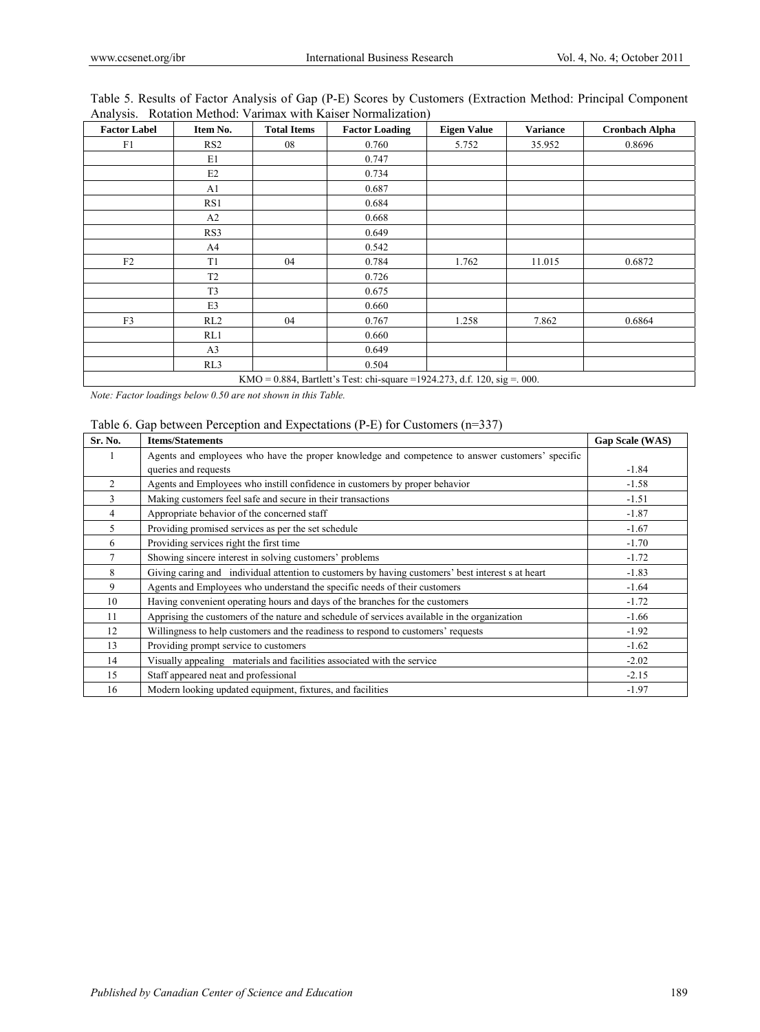Table 5. Results of Factor Analysis of Gap (P-E) Scores by Customers (Extraction Method: Principal Component Analysis. Rotation Method: Varimax with Kaiser Normalization)

| Factor Label | Item No. | Total Items | Factor Loading | Eigen Value | Variance | Cronbach Alpha |
|---|---|---|---|---|---|---|
| F1 | RS2 | 08 | 0.760 | 5.752 | 35.952 | 0.8696 |
| | E1 | | 0.747 | | | |
| | E2 | | 0.734 | | | |
| | A1 | | 0.687 | | | |
| | RS1 | | 0.684 | | | |
| | A2 | | 0.668 | | | |
| | RS3 | | 0.649 | | | |
| | A4 | | 0.542 | | | |
| F2 | T1 | 04 | 0.784 | 1.762 | 11.015 | 0.6872 |
| | T2 | | 0.726 | | | |
| | T3 | | 0.675 | | | |
| | E3 | | 0.660 | | | |
| F3 | RL2 | 04 | 0.767 | 1.258 | 7.862 | 0.6864 |
| | RL1 | | 0.660 | | | |
| | A3 | | 0.649 | | | |
| | RL3 | | 0.504 | | | |
| KMO = 0.884, Bartlett's Test: chi-square =1924.273, d.f. 120, sig =. 000. | | | | | | |

*Note: Factor loadings below 0.50 are not shown in this Table.*

Table 6. Gap between Perception and Expectations (P-E) for Customers (n=337)

| Sr. No. | Items/Statements | Gap Scale (WAS) |
|---|---|---|
| 1 | Agents and employees who have the proper knowledge and competence to answer customers' specific queries and requests | -1.84 |
| 2 | Agents and Employees who instill confidence in customers by proper behavior | -1.58 |
| 3 | Making customers feel safe and secure in their transactions | -1.51 |
| 4 | Appropriate behavior of the concerned staff | -1.87 |
| 5 | Providing promised services as per the set schedule | -1.67 |
| 6 | Providing services right the first time | -1.70 |
| 7 | Showing sincere interest in solving customers' problems | -1.72 |
| 8 | Giving caring and individual attention to customers by having customers' best interest s at heart | -1.83 |
| 9 | Agents and Employees who understand the specific needs of their customers | -1.64 |
| 10 | Having convenient operating hours and days of the branches for the customers | -1.72 |
| 11 | Apprising the customers of the nature and schedule of services available in the organization | -1.66 |
| 12 | Willingness to help customers and the readiness to respond to customers' requests | -1.92 |
| 13 | Providing prompt service to customers | -1.62 |
| 14 | Visually appealing materials and facilities associated with the service | -2.02 |
| 15 | Staff appeared neat and professional | -2.15 |
| 16 | Modern looking updated equipment, fixtures, and facilities | -1.97 |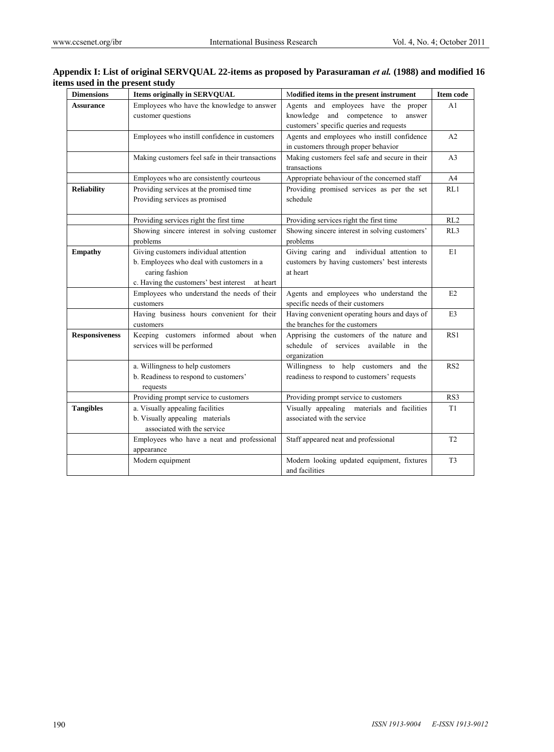## Appendix I: List of original SERVQUAL 22-items as proposed by Parasuraman *et al.* (1988) and modified 16 items used in the present study

| Dimensions | Items originally in SERVQUAL | Modified items in the present instrument | Item code |
|---|---|---|---|
| **Assurance** | Employees who have the knowledge to answer customer questions | Agents and employees have the proper knowledge and competence to answer customers' specific queries and requests | A1 |
| | Employees who instill confidence in customers | Agents and employees who instill confidence in customers through proper behavior | A2 |
| | Making customers feel safe in their transactions | Making customers feel safe and secure in their transactions | A3 |
| | Employees who are consistently courteous | Appropriate behaviour of the concerned staff | A4 |
| **Reliability** | Providing services at the promised time<br>Providing services as promised | Providing promised services as per the set schedule | RL1 |
| | Providing services right the first time | Providing services right the first time | RL2 |
| | Showing sincere interest in solving customer problems | Showing sincere interest in solving customers' problems | RL3 |
| **Empathy** | Giving customers individual attention<br>b. Employees who deal with customers in a caring fashion<br>c. Having the customers' best interest at heart | Giving caring and individual attention to customers by having customers' best interests at heart | E1 |
| | Employees who understand the needs of their customers | Agents and employees who understand the specific needs of their customers | E2 |
| | Having business hours convenient for their customers | Having convenient operating hours and days of the branches for the customers | E3 |
| **Responsiveness** | Keeping customers informed about when services will be performed | Apprising the customers of the nature and schedule of services available in the organization | RS1 |
| | a. Willingness to help customers<br>b. Readiness to respond to customers' requests | Willingness to help customers and the readiness to respond to customers' requests | RS2 |
| | Providing prompt service to customers | Providing prompt service to customers | RS3 |
| **Tangibles** | a. Visually appealing facilities<br>b. Visually appealing materials associated with the service | Visually appealing materials and facilities associated with the service | T1 |
| | Employees who have a neat and professional appearance | Staff appeared neat and professional | T2 |
| | Modern equipment | Modern looking updated equipment, fixtures and facilities | T3 |